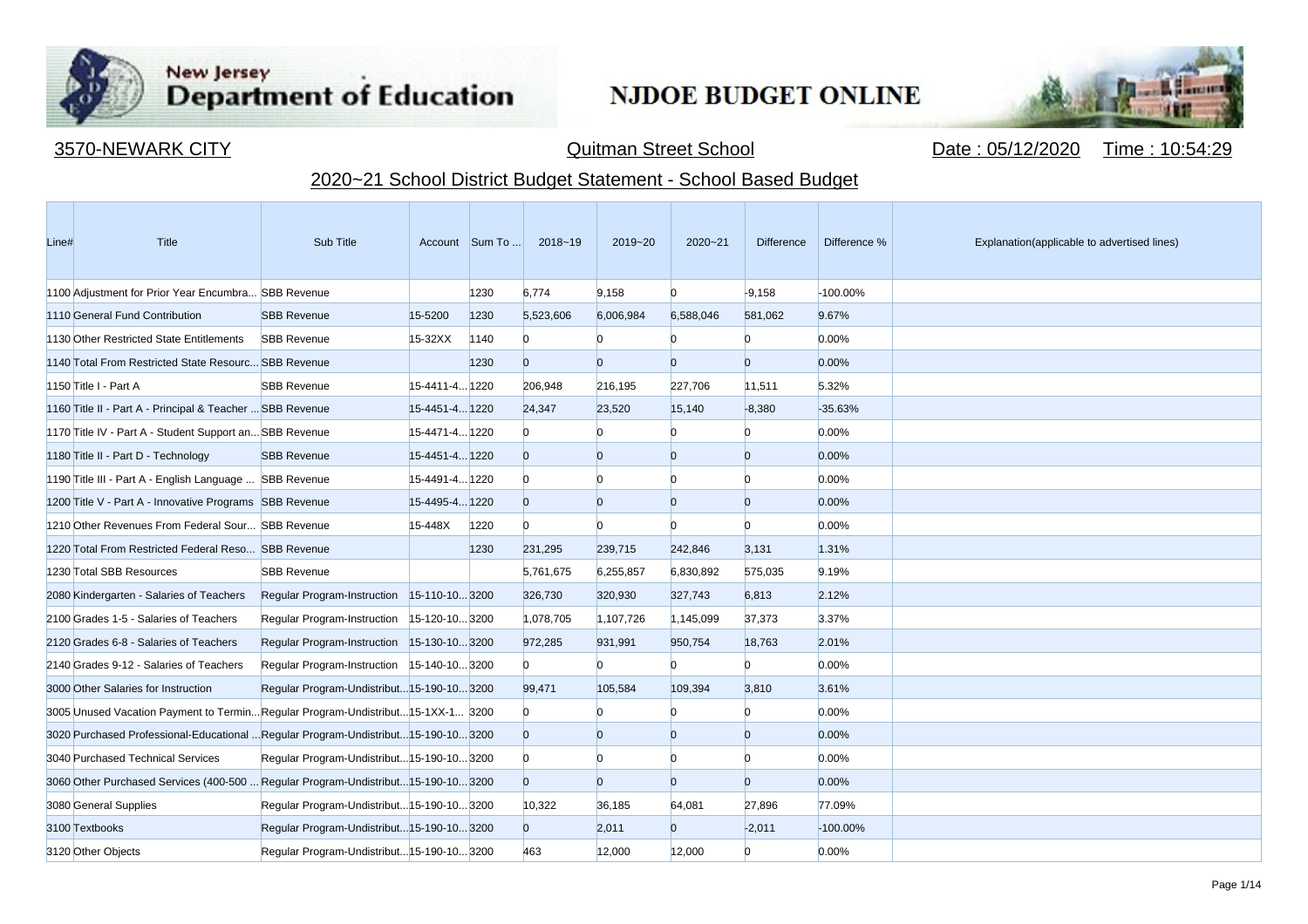New Jersey Department of Education

NJDOE BUDGET ONLINE

3570-NEWARK CITY | Quitman Street School | Date : 05/12/2020 Time : 10:54:29

## 2020~21 School District Budget Statement - School Based Budget

| Line# | Title | Sub Title | Account | Sum To ... | 2018~19 | 2019~20 | 2020~21 | Difference | Difference % | Explanation(applicable to advertised lines) |
|---|---|---|---|---|---|---|---|---|---|---|
| 1100 | Adjustment for Prior Year Encumbra... | SBB Revenue | | 1230 | 6,774 | 9,158 | 0 | -9,158 | -100.00% | |
| 1110 | General Fund Contribution | SBB Revenue | 15-5200 | 1230 | 5,523,606 | 6,006,984 | 6,588,046 | 581,062 | 9.67% | |
| 1130 | Other Restricted State Entitlements | SBB Revenue | 15-32XX | 1140 | 0 | 0 | 0 | 0 | 0.00% | |
| 1140 | Total From Restricted State Resourc... | SBB Revenue | | 1230 | 0 | 0 | 0 | 0 | 0.00% | |
| 1150 | Title I - Part A | SBB Revenue | 15-4411-4... | 1220 | 206,948 | 216,195 | 227,706 | 11,511 | 5.32% | |
| 1160 | Title II - Part A - Principal & Teacher ... | SBB Revenue | 15-4451-4... | 1220 | 24,347 | 23,520 | 15,140 | -8,380 | -35.63% | |
| 1170 | Title IV - Part A - Student Support an... | SBB Revenue | 15-4471-4... | 1220 | 0 | 0 | 0 | 0 | 0.00% | |
| 1180 | Title II - Part D - Technology | SBB Revenue | 15-4451-4... | 1220 | 0 | 0 | 0 | 0 | 0.00% | |
| 1190 | Title III - Part A - English Language ... | SBB Revenue | 15-4491-4... | 1220 | 0 | 0 | 0 | 0 | 0.00% | |
| 1200 | Title V - Part A - Innovative Programs | SBB Revenue | 15-4495-4... | 1220 | 0 | 0 | 0 | 0 | 0.00% | |
| 1210 | Other Revenues From Federal Sour... | SBB Revenue | 15-448X | 1220 | 0 | 0 | 0 | 0 | 0.00% | |
| 1220 | Total From Restricted Federal Reso... | SBB Revenue | | 1230 | 231,295 | 239,715 | 242,846 | 3,131 | 1.31% | |
| 1230 | Total SBB Resources | SBB Revenue | | | 5,761,675 | 6,255,857 | 6,830,892 | 575,035 | 9.19% | |
| 2080 | Kindergarten - Salaries of Teachers | Regular Program-Instruction | 15-110-10... | 3200 | 326,730 | 320,930 | 327,743 | 6,813 | 2.12% | |
| 2100 | Grades 1-5 - Salaries of Teachers | Regular Program-Instruction | 15-120-10... | 3200 | 1,078,705 | 1,107,726 | 1,145,099 | 37,373 | 3.37% | |
| 2120 | Grades 6-8 - Salaries of Teachers | Regular Program-Instruction | 15-130-10... | 3200 | 972,285 | 931,991 | 950,754 | 18,763 | 2.01% | |
| 2140 | Grades 9-12 - Salaries of Teachers | Regular Program-Instruction | 15-140-10... | 3200 | 0 | 0 | 0 | 0 | 0.00% | |
| 3000 | Other Salaries for Instruction | Regular Program-Undistribut... | 15-190-10... | 3200 | 99,471 | 105,584 | 109,394 | 3,810 | 3.61% | |
| 3005 | Unused Vacation Payment to Termin... | Regular Program-Undistribut... | 15-1XX-1... | 3200 | 0 | 0 | 0 | 0 | 0.00% | |
| 3020 | Purchased Professional-Educational ... | Regular Program-Undistribut... | 15-190-10... | 3200 | 0 | 0 | 0 | 0 | 0.00% | |
| 3040 | Purchased Technical Services | Regular Program-Undistribut... | 15-190-10... | 3200 | 0 | 0 | 0 | 0 | 0.00% | |
| 3060 | Other Purchased Services (400-500 ... | Regular Program-Undistribut... | 15-190-10... | 3200 | 0 | 0 | 0 | 0 | 0.00% | |
| 3080 | General Supplies | Regular Program-Undistribut... | 15-190-10... | 3200 | 10,322 | 36,185 | 64,081 | 27,896 | 77.09% | |
| 3100 | Textbooks | Regular Program-Undistribut... | 15-190-10... | 3200 | 0 | 2,011 | 0 | -2,011 | -100.00% | |
| 3120 | Other Objects | Regular Program-Undistribut... | 15-190-10... | 3200 | 463 | 12,000 | 12,000 | 0 | 0.00% | |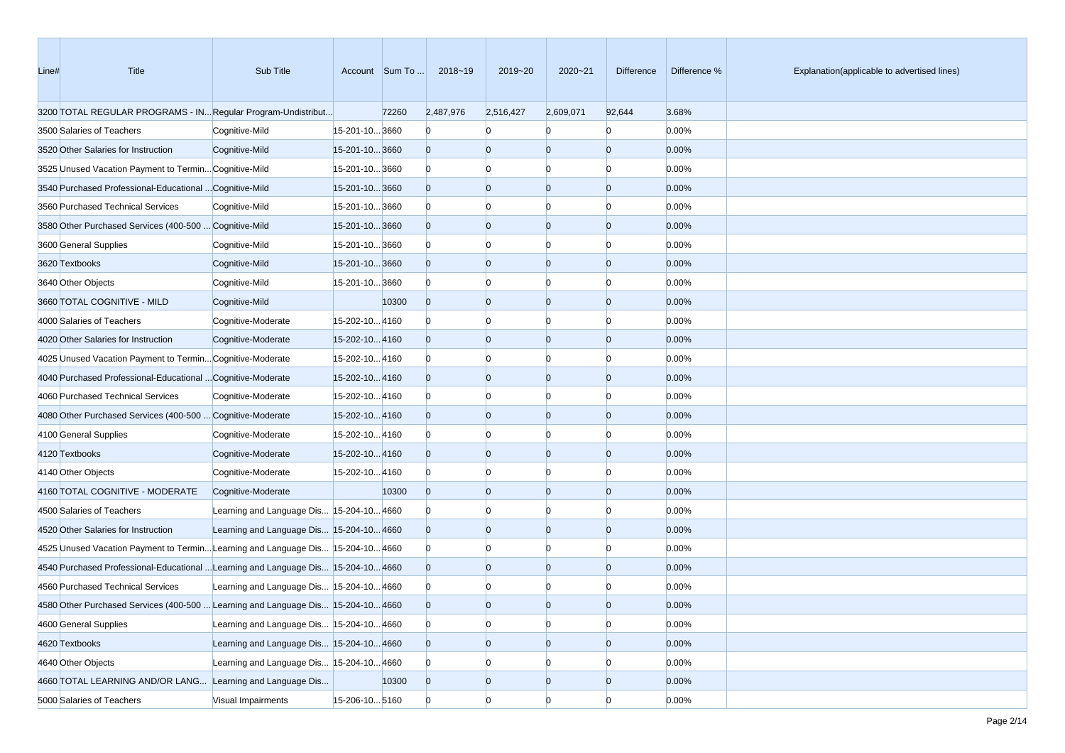| Line# | Title | Sub Title | Account | Sum To ... | 2018~19 | 2019~20 | 2020~21 | Difference | Difference % | Explanation(applicable to advertised lines) |
|---|---|---|---|---|---|---|---|---|---|---|
| 3200 | TOTAL REGULAR PROGRAMS - IN... | Regular Program-Undistribut... | | 72260 | 2,487,976 | 2,516,427 | 2,609,071 | 92,644 | 3.68% | |
| 3500 | Salaries of Teachers | Cognitive-Mild | 15-201-10... | 3660 | 0 | 0 | 0 | 0 | 0.00% | |
| 3520 | Other Salaries for Instruction | Cognitive-Mild | 15-201-10... | 3660 | 0 | 0 | 0 | 0 | 0.00% | |
| 3525 | Unused Vacation Payment to Termin... | Cognitive-Mild | 15-201-10... | 3660 | 0 | 0 | 0 | 0 | 0.00% | |
| 3540 | Purchased Professional-Educational ... | Cognitive-Mild | 15-201-10... | 3660 | 0 | 0 | 0 | 0 | 0.00% | |
| 3560 | Purchased Technical Services | Cognitive-Mild | 15-201-10... | 3660 | 0 | 0 | 0 | 0 | 0.00% | |
| 3580 | Other Purchased Services (400-500 ... | Cognitive-Mild | 15-201-10... | 3660 | 0 | 0 | 0 | 0 | 0.00% | |
| 3600 | General Supplies | Cognitive-Mild | 15-201-10... | 3660 | 0 | 0 | 0 | 0 | 0.00% | |
| 3620 | Textbooks | Cognitive-Mild | 15-201-10... | 3660 | 0 | 0 | 0 | 0 | 0.00% | |
| 3640 | Other Objects | Cognitive-Mild | 15-201-10... | 3660 | 0 | 0 | 0 | 0 | 0.00% | |
| 3660 | TOTAL COGNITIVE - MILD | Cognitive-Mild | | 10300 | 0 | 0 | 0 | 0 | 0.00% | |
| 4000 | Salaries of Teachers | Cognitive-Moderate | 15-202-10... | 4160 | 0 | 0 | 0 | 0 | 0.00% | |
| 4020 | Other Salaries for Instruction | Cognitive-Moderate | 15-202-10... | 4160 | 0 | 0 | 0 | 0 | 0.00% | |
| 4025 | Unused Vacation Payment to Termin... | Cognitive-Moderate | 15-202-10... | 4160 | 0 | 0 | 0 | 0 | 0.00% | |
| 4040 | Purchased Professional-Educational ... | Cognitive-Moderate | 15-202-10... | 4160 | 0 | 0 | 0 | 0 | 0.00% | |
| 4060 | Purchased Technical Services | Cognitive-Moderate | 15-202-10... | 4160 | 0 | 0 | 0 | 0 | 0.00% | |
| 4080 | Other Purchased Services (400-500 ... | Cognitive-Moderate | 15-202-10... | 4160 | 0 | 0 | 0 | 0 | 0.00% | |
| 4100 | General Supplies | Cognitive-Moderate | 15-202-10... | 4160 | 0 | 0 | 0 | 0 | 0.00% | |
| 4120 | Textbooks | Cognitive-Moderate | 15-202-10... | 4160 | 0 | 0 | 0 | 0 | 0.00% | |
| 4140 | Other Objects | Cognitive-Moderate | 15-202-10... | 4160 | 0 | 0 | 0 | 0 | 0.00% | |
| 4160 | TOTAL COGNITIVE - MODERATE | Cognitive-Moderate | | 10300 | 0 | 0 | 0 | 0 | 0.00% | |
| 4500 | Salaries of Teachers | Learning and Language Dis... | 15-204-10... | 4660 | 0 | 0 | 0 | 0 | 0.00% | |
| 4520 | Other Salaries for Instruction | Learning and Language Dis... | 15-204-10... | 4660 | 0 | 0 | 0 | 0 | 0.00% | |
| 4525 | Unused Vacation Payment to Termin... | Learning and Language Dis... | 15-204-10... | 4660 | 0 | 0 | 0 | 0 | 0.00% | |
| 4540 | Purchased Professional-Educational ... | Learning and Language Dis... | 15-204-10... | 4660 | 0 | 0 | 0 | 0 | 0.00% | |
| 4560 | Purchased Technical Services | Learning and Language Dis... | 15-204-10... | 4660 | 0 | 0 | 0 | 0 | 0.00% | |
| 4580 | Other Purchased Services (400-500 ... | Learning and Language Dis... | 15-204-10... | 4660 | 0 | 0 | 0 | 0 | 0.00% | |
| 4600 | General Supplies | Learning and Language Dis... | 15-204-10... | 4660 | 0 | 0 | 0 | 0 | 0.00% | |
| 4620 | Textbooks | Learning and Language Dis... | 15-204-10... | 4660 | 0 | 0 | 0 | 0 | 0.00% | |
| 4640 | Other Objects | Learning and Language Dis... | 15-204-10... | 4660 | 0 | 0 | 0 | 0 | 0.00% | |
| 4660 | TOTAL LEARNING AND/OR LANG... | Learning and Language Dis... | | 10300 | 0 | 0 | 0 | 0 | 0.00% | |
| 5000 | Salaries of Teachers | Visual Impairments | 15-206-10... | 5160 | 0 | 0 | 0 | 0 | 0.00% | |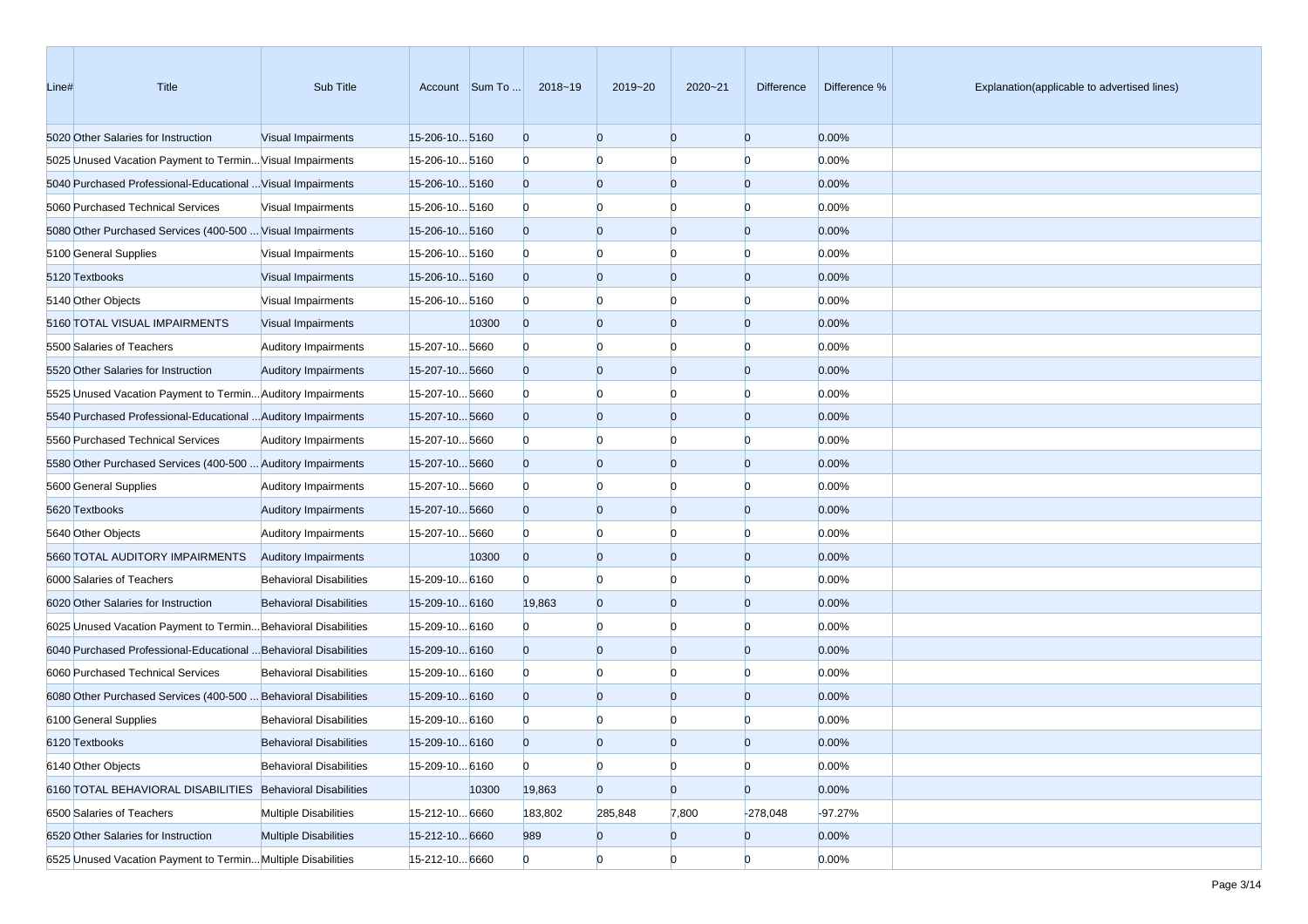| Line# | Title | Sub Title | Account | Sum To ... | 2018~19 | 2019~20 | 2020~21 | Difference | Difference % | Explanation(applicable to advertised lines) |
|---|---|---|---|---|---|---|---|---|---|---|
| 5020 | Other Salaries for Instruction | Visual Impairments | 15-206-10... | 5160 | 0 | 0 | 0 | 0 | 0.00% | |
| 5025 | Unused Vacation Payment to Termin... | Visual Impairments | 15-206-10... | 5160 | 0 | 0 | 0 | 0 | 0.00% | |
| 5040 | Purchased Professional-Educational ... | Visual Impairments | 15-206-10... | 5160 | 0 | 0 | 0 | 0 | 0.00% | |
| 5060 | Purchased Technical Services | Visual Impairments | 15-206-10... | 5160 | 0 | 0 | 0 | 0 | 0.00% | |
| 5080 | Other Purchased Services (400-500 ... | Visual Impairments | 15-206-10... | 5160 | 0 | 0 | 0 | 0 | 0.00% | |
| 5100 | General Supplies | Visual Impairments | 15-206-10... | 5160 | 0 | 0 | 0 | 0 | 0.00% | |
| 5120 | Textbooks | Visual Impairments | 15-206-10... | 5160 | 0 | 0 | 0 | 0 | 0.00% | |
| 5140 | Other Objects | Visual Impairments | 15-206-10... | 5160 | 0 | 0 | 0 | 0 | 0.00% | |
| 5160 | TOTAL VISUAL IMPAIRMENTS | Visual Impairments | | 10300 | 0 | 0 | 0 | 0 | 0.00% | |
| 5500 | Salaries of Teachers | Auditory Impairments | 15-207-10... | 5660 | 0 | 0 | 0 | 0 | 0.00% | |
| 5520 | Other Salaries for Instruction | Auditory Impairments | 15-207-10... | 5660 | 0 | 0 | 0 | 0 | 0.00% | |
| 5525 | Unused Vacation Payment to Termin... | Auditory Impairments | 15-207-10... | 5660 | 0 | 0 | 0 | 0 | 0.00% | |
| 5540 | Purchased Professional-Educational ... | Auditory Impairments | 15-207-10... | 5660 | 0 | 0 | 0 | 0 | 0.00% | |
| 5560 | Purchased Technical Services | Auditory Impairments | 15-207-10... | 5660 | 0 | 0 | 0 | 0 | 0.00% | |
| 5580 | Other Purchased Services (400-500 ... | Auditory Impairments | 15-207-10... | 5660 | 0 | 0 | 0 | 0 | 0.00% | |
| 5600 | General Supplies | Auditory Impairments | 15-207-10... | 5660 | 0 | 0 | 0 | 0 | 0.00% | |
| 5620 | Textbooks | Auditory Impairments | 15-207-10... | 5660 | 0 | 0 | 0 | 0 | 0.00% | |
| 5640 | Other Objects | Auditory Impairments | 15-207-10... | 5660 | 0 | 0 | 0 | 0 | 0.00% | |
| 5660 | TOTAL AUDITORY IMPAIRMENTS | Auditory Impairments | | 10300 | 0 | 0 | 0 | 0 | 0.00% | |
| 6000 | Salaries of Teachers | Behavioral Disabilities | 15-209-10... | 6160 | 0 | 0 | 0 | 0 | 0.00% | |
| 6020 | Other Salaries for Instruction | Behavioral Disabilities | 15-209-10... | 6160 | 19,863 | 0 | 0 | 0 | 0.00% | |
| 6025 | Unused Vacation Payment to Termin... | Behavioral Disabilities | 15-209-10... | 6160 | 0 | 0 | 0 | 0 | 0.00% | |
| 6040 | Purchased Professional-Educational ... | Behavioral Disabilities | 15-209-10... | 6160 | 0 | 0 | 0 | 0 | 0.00% | |
| 6060 | Purchased Technical Services | Behavioral Disabilities | 15-209-10... | 6160 | 0 | 0 | 0 | 0 | 0.00% | |
| 6080 | Other Purchased Services (400-500 ... | Behavioral Disabilities | 15-209-10... | 6160 | 0 | 0 | 0 | 0 | 0.00% | |
| 6100 | General Supplies | Behavioral Disabilities | 15-209-10... | 6160 | 0 | 0 | 0 | 0 | 0.00% | |
| 6120 | Textbooks | Behavioral Disabilities | 15-209-10... | 6160 | 0 | 0 | 0 | 0 | 0.00% | |
| 6140 | Other Objects | Behavioral Disabilities | 15-209-10... | 6160 | 0 | 0 | 0 | 0 | 0.00% | |
| 6160 | TOTAL BEHAVIORAL DISABILITIES | Behavioral Disabilities | | 10300 | 19,863 | 0 | 0 | 0 | 0.00% | |
| 6500 | Salaries of Teachers | Multiple Disabilities | 15-212-10... | 6660 | 183,802 | 285,848 | 7,800 | -278,048 | -97.27% | |
| 6520 | Other Salaries for Instruction | Multiple Disabilities | 15-212-10... | 6660 | 989 | 0 | 0 | 0 | 0.00% | |
| 6525 | Unused Vacation Payment to Termin... | Multiple Disabilities | 15-212-10... | 6660 | 0 | 0 | 0 | 0 | 0.00% | |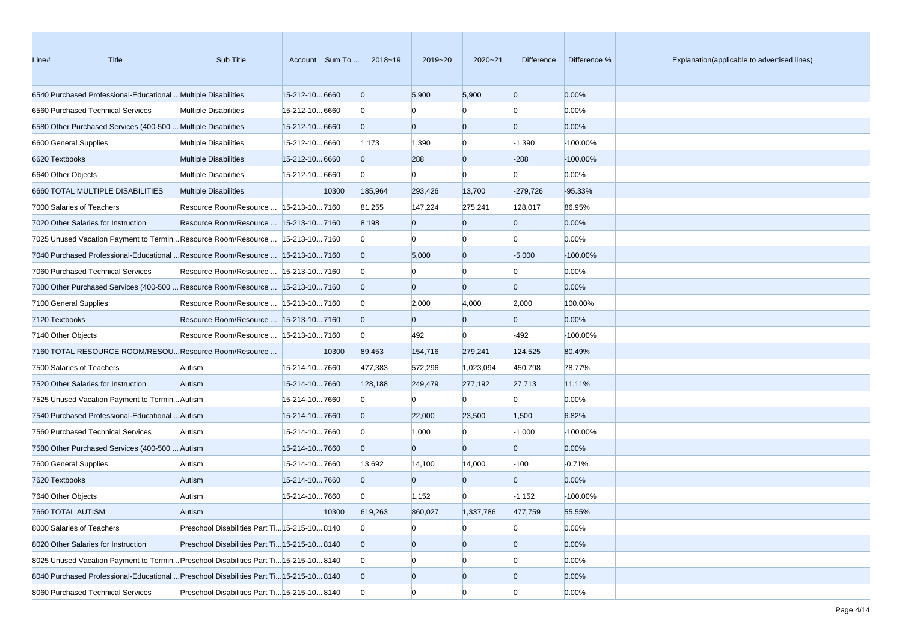| Line# | Title | Sub Title | Account | Sum To ... | 2018~19 | 2019~20 | 2020~21 | Difference | Difference % | Explanation(applicable to advertised lines) |
|---|---|---|---|---|---|---|---|---|---|---|
| 6540 | Purchased Professional-Educational ... | Multiple Disabilities | 15-212-10... | 6660 | 0 | 5,900 | 5,900 | 0 | 0.00% | |
| 6560 | Purchased Technical Services | Multiple Disabilities | 15-212-10... | 6660 | 0 | 0 | 0 | 0 | 0.00% | |
| 6580 | Other Purchased Services (400-500 ... | Multiple Disabilities | 15-212-10... | 6660 | 0 | 0 | 0 | 0 | 0.00% | |
| 6600 | General Supplies | Multiple Disabilities | 15-212-10... | 6660 | 1,173 | 1,390 | 0 | -1,390 | -100.00% | |
| 6620 | Textbooks | Multiple Disabilities | 15-212-10... | 6660 | 0 | 288 | 0 | -288 | -100.00% | |
| 6640 | Other Objects | Multiple Disabilities | 15-212-10... | 6660 | 0 | 0 | 0 | 0 | 0.00% | |
| 6660 | TOTAL MULTIPLE DISABILITIES | Multiple Disabilities | | 10300 | 185,964 | 293,426 | 13,700 | -279,726 | -95.33% | |
| 7000 | Salaries of Teachers | Resource Room/Resource ... | 15-213-10... | 7160 | 81,255 | 147,224 | 275,241 | 128,017 | 86.95% | |
| 7020 | Other Salaries for Instruction | Resource Room/Resource ... | 15-213-10... | 7160 | 8,198 | 0 | 0 | 0 | 0.00% | |
| 7025 | Unused Vacation Payment to Termin... | Resource Room/Resource ... | 15-213-10... | 7160 | 0 | 0 | 0 | 0 | 0.00% | |
| 7040 | Purchased Professional-Educational ... | Resource Room/Resource ... | 15-213-10... | 7160 | 0 | 5,000 | 0 | -5,000 | -100.00% | |
| 7060 | Purchased Technical Services | Resource Room/Resource ... | 15-213-10... | 7160 | 0 | 0 | 0 | 0 | 0.00% | |
| 7080 | Other Purchased Services (400-500 ... | Resource Room/Resource ... | 15-213-10... | 7160 | 0 | 0 | 0 | 0 | 0.00% | |
| 7100 | General Supplies | Resource Room/Resource ... | 15-213-10... | 7160 | 0 | 2,000 | 4,000 | 2,000 | 100.00% | |
| 7120 | Textbooks | Resource Room/Resource ... | 15-213-10... | 7160 | 0 | 0 | 0 | 0 | 0.00% | |
| 7140 | Other Objects | Resource Room/Resource ... | 15-213-10... | 7160 | 0 | 492 | 0 | -492 | -100.00% | |
| 7160 | TOTAL RESOURCE ROOM/RESOU... | Resource Room/Resource ... | | 10300 | 89,453 | 154,716 | 279,241 | 124,525 | 80.49% | |
| 7500 | Salaries of Teachers | Autism | 15-214-10... | 7660 | 477,383 | 572,296 | 1,023,094 | 450,798 | 78.77% | |
| 7520 | Other Salaries for Instruction | Autism | 15-214-10... | 7660 | 128,188 | 249,479 | 277,192 | 27,713 | 11.11% | |
| 7525 | Unused Vacation Payment to Termin... | Autism | 15-214-10... | 7660 | 0 | 0 | 0 | 0 | 0.00% | |
| 7540 | Purchased Professional-Educational ... | Autism | 15-214-10... | 7660 | 0 | 22,000 | 23,500 | 1,500 | 6.82% | |
| 7560 | Purchased Technical Services | Autism | 15-214-10... | 7660 | 0 | 1,000 | 0 | -1,000 | -100.00% | |
| 7580 | Other Purchased Services (400-500 ... | Autism | 15-214-10... | 7660 | 0 | 0 | 0 | 0 | 0.00% | |
| 7600 | General Supplies | Autism | 15-214-10... | 7660 | 13,692 | 14,100 | 14,000 | -100 | -0.71% | |
| 7620 | Textbooks | Autism | 15-214-10... | 7660 | 0 | 0 | 0 | 0 | 0.00% | |
| 7640 | Other Objects | Autism | 15-214-10... | 7660 | 0 | 1,152 | 0 | -1,152 | -100.00% | |
| 7660 | TOTAL AUTISM | Autism | | 10300 | 619,263 | 860,027 | 1,337,786 | 477,759 | 55.55% | |
| 8000 | Salaries of Teachers | Preschool Disabilities Part Ti... | 15-215-10... | 8140 | 0 | 0 | 0 | 0 | 0.00% | |
| 8020 | Other Salaries for Instruction | Preschool Disabilities Part Ti... | 15-215-10... | 8140 | 0 | 0 | 0 | 0 | 0.00% | |
| 8025 | Unused Vacation Payment to Termin... | Preschool Disabilities Part Ti... | 15-215-10... | 8140 | 0 | 0 | 0 | 0 | 0.00% | |
| 8040 | Purchased Professional-Educational ... | Preschool Disabilities Part Ti... | 15-215-10... | 8140 | 0 | 0 | 0 | 0 | 0.00% | |
| 8060 | Purchased Technical Services | Preschool Disabilities Part Ti... | 15-215-10... | 8140 | 0 | 0 | 0 | 0 | 0.00% | |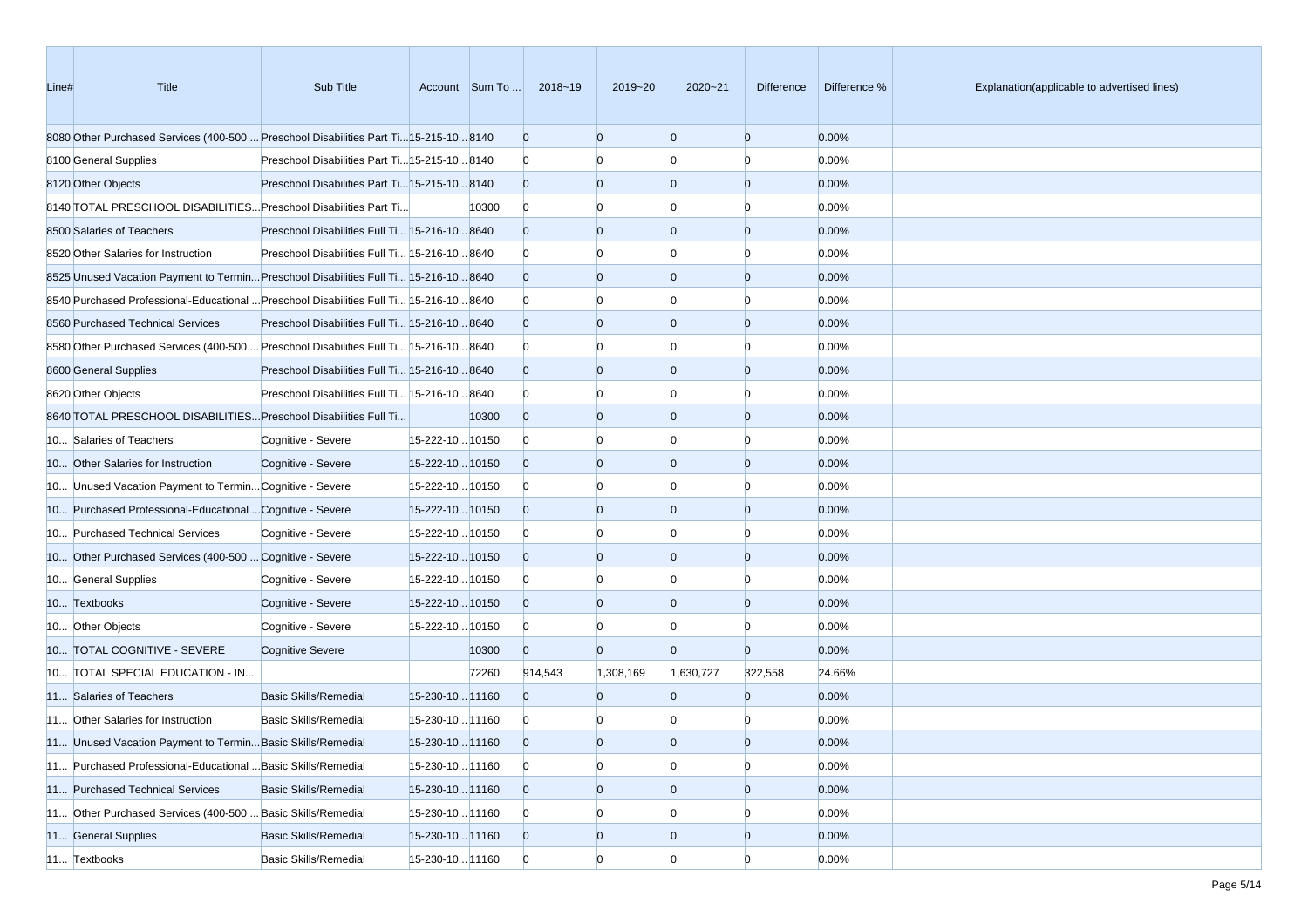| Line# | Title | Sub Title | Account | Sum To ... | 2018~19 | 2019~20 | 2020~21 | Difference | Difference % | Explanation(applicable to advertised lines) |
|---|---|---|---|---|---|---|---|---|---|---|
| 8080 | Other Purchased Services (400-500 ... | Preschool Disabilities Part Ti... | 15-215-10... | 8140 | 0 | 0 | 0 | 0 | 0.00% | |
| 8100 | General Supplies | Preschool Disabilities Part Ti... | 15-215-10... | 8140 | 0 | 0 | 0 | 0 | 0.00% | |
| 8120 | Other Objects | Preschool Disabilities Part Ti... | 15-215-10... | 8140 | 0 | 0 | 0 | 0 | 0.00% | |
| 8140 | TOTAL PRESCHOOL DISABILITIES... | Preschool Disabilities Part Ti... | | 10300 | 0 | 0 | 0 | 0 | 0.00% | |
| 8500 | Salaries of Teachers | Preschool Disabilities Full Ti... | 15-216-10... | 8640 | 0 | 0 | 0 | 0 | 0.00% | |
| 8520 | Other Salaries for Instruction | Preschool Disabilities Full Ti... | 15-216-10... | 8640 | 0 | 0 | 0 | 0 | 0.00% | |
| 8525 | Unused Vacation Payment to Termin... | Preschool Disabilities Full Ti... | 15-216-10... | 8640 | 0 | 0 | 0 | 0 | 0.00% | |
| 8540 | Purchased Professional-Educational ... | Preschool Disabilities Full Ti... | 15-216-10... | 8640 | 0 | 0 | 0 | 0 | 0.00% | |
| 8560 | Purchased Technical Services | Preschool Disabilities Full Ti... | 15-216-10... | 8640 | 0 | 0 | 0 | 0 | 0.00% | |
| 8580 | Other Purchased Services (400-500 ... | Preschool Disabilities Full Ti... | 15-216-10... | 8640 | 0 | 0 | 0 | 0 | 0.00% | |
| 8600 | General Supplies | Preschool Disabilities Full Ti... | 15-216-10... | 8640 | 0 | 0 | 0 | 0 | 0.00% | |
| 8620 | Other Objects | Preschool Disabilities Full Ti... | 15-216-10... | 8640 | 0 | 0 | 0 | 0 | 0.00% | |
| 8640 | TOTAL PRESCHOOL DISABILITIES... | Preschool Disabilities Full Ti... | | 10300 | 0 | 0 | 0 | 0 | 0.00% | |
| 10... | Salaries of Teachers | Cognitive - Severe | 15-222-10... | 10150 | 0 | 0 | 0 | 0 | 0.00% | |
| 10... | Other Salaries for Instruction | Cognitive - Severe | 15-222-10... | 10150 | 0 | 0 | 0 | 0 | 0.00% | |
| 10... | Unused Vacation Payment to Termin... | Cognitive - Severe | 15-222-10... | 10150 | 0 | 0 | 0 | 0 | 0.00% | |
| 10... | Purchased Professional-Educational ... | Cognitive - Severe | 15-222-10... | 10150 | 0 | 0 | 0 | 0 | 0.00% | |
| 10... | Purchased Technical Services | Cognitive - Severe | 15-222-10... | 10150 | 0 | 0 | 0 | 0 | 0.00% | |
| 10... | Other Purchased Services (400-500 ... | Cognitive - Severe | 15-222-10... | 10150 | 0 | 0 | 0 | 0 | 0.00% | |
| 10... | General Supplies | Cognitive - Severe | 15-222-10... | 10150 | 0 | 0 | 0 | 0 | 0.00% | |
| 10... | Textbooks | Cognitive - Severe | 15-222-10... | 10150 | 0 | 0 | 0 | 0 | 0.00% | |
| 10... | Other Objects | Cognitive - Severe | 15-222-10... | 10150 | 0 | 0 | 0 | 0 | 0.00% | |
| 10... | TOTAL COGNITIVE - SEVERE | Cognitive Severe | | 10300 | 0 | 0 | 0 | 0 | 0.00% | |
| 10... | TOTAL SPECIAL EDUCATION - IN... | | | 72260 | 914,543 | 1,308,169 | 1,630,727 | 322,558 | 24.66% | |
| 11... | Salaries of Teachers | Basic Skills/Remedial | 15-230-10... | 11160 | 0 | 0 | 0 | 0 | 0.00% | |
| 11... | Other Salaries for Instruction | Basic Skills/Remedial | 15-230-10... | 11160 | 0 | 0 | 0 | 0 | 0.00% | |
| 11... | Unused Vacation Payment to Termin... | Basic Skills/Remedial | 15-230-10... | 11160 | 0 | 0 | 0 | 0 | 0.00% | |
| 11... | Purchased Professional-Educational ... | Basic Skills/Remedial | 15-230-10... | 11160 | 0 | 0 | 0 | 0 | 0.00% | |
| 11... | Purchased Technical Services | Basic Skills/Remedial | 15-230-10... | 11160 | 0 | 0 | 0 | 0 | 0.00% | |
| 11... | Other Purchased Services (400-500 ... | Basic Skills/Remedial | 15-230-10... | 11160 | 0 | 0 | 0 | 0 | 0.00% | |
| 11... | General Supplies | Basic Skills/Remedial | 15-230-10... | 11160 | 0 | 0 | 0 | 0 | 0.00% | |
| 11... | Textbooks | Basic Skills/Remedial | 15-230-10... | 11160 | 0 | 0 | 0 | 0 | 0.00% | |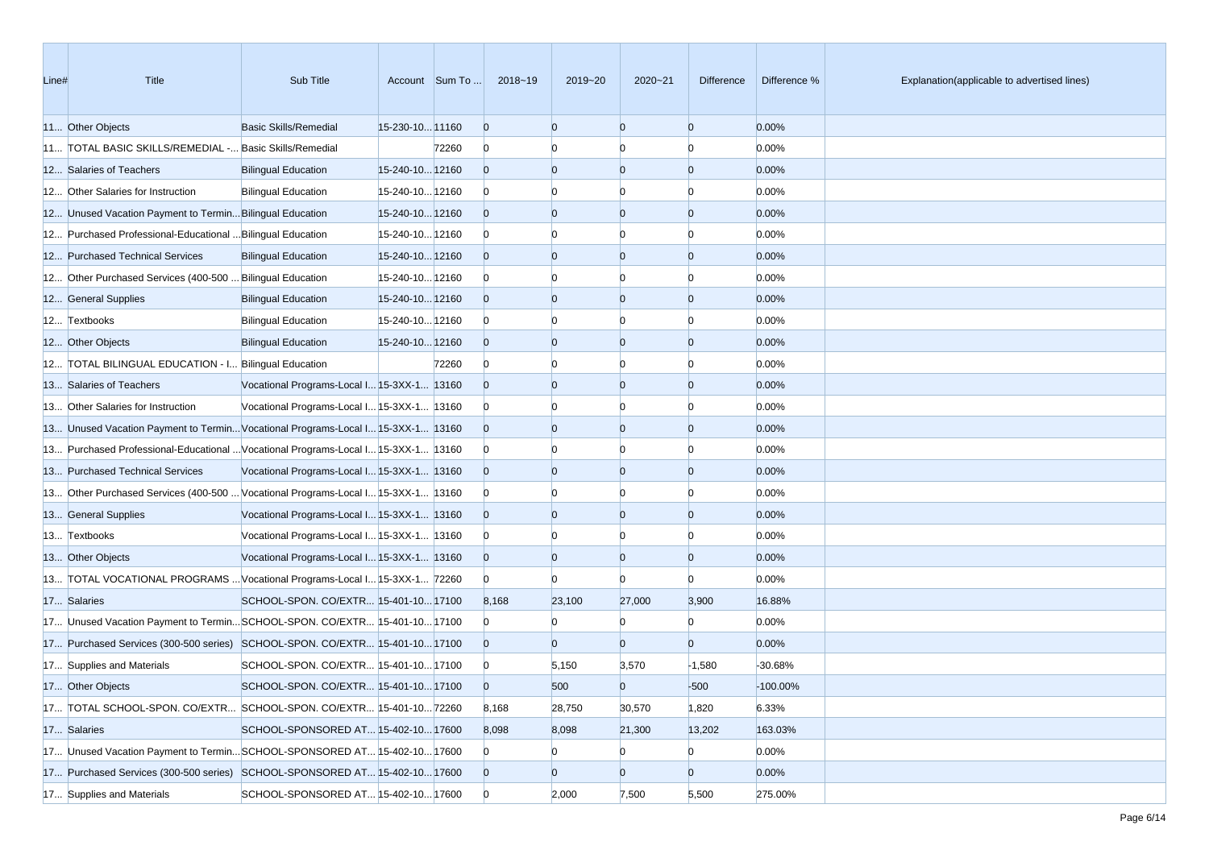| Line# | Title | Sub Title | Account | Sum To ... | 2018~19 | 2019~20 | 2020~21 | Difference | Difference % | Explanation(applicable to advertised lines) |
|---|---|---|---|---|---|---|---|---|---|---|
| 11... | Other Objects | Basic Skills/Remedial | 15-230-10... | 11160 | 0 | 0 | 0 | 0 | 0.00% | |
| 11... | TOTAL BASIC SKILLS/REMEDIAL -... | Basic Skills/Remedial | | 72260 | 0 | 0 | 0 | 0 | 0.00% | |
| 12... | Salaries of Teachers | Bilingual Education | 15-240-10... | 12160 | 0 | 0 | 0 | 0 | 0.00% | |
| 12... | Other Salaries for Instruction | Bilingual Education | 15-240-10... | 12160 | 0 | 0 | 0 | 0 | 0.00% | |
| 12... | Unused Vacation Payment to Termin... | Bilingual Education | 15-240-10... | 12160 | 0 | 0 | 0 | 0 | 0.00% | |
| 12... | Purchased Professional-Educational ... | Bilingual Education | 15-240-10... | 12160 | 0 | 0 | 0 | 0 | 0.00% | |
| 12... | Purchased Technical Services | Bilingual Education | 15-240-10... | 12160 | 0 | 0 | 0 | 0 | 0.00% | |
| 12... | Other Purchased Services (400-500 ... | Bilingual Education | 15-240-10... | 12160 | 0 | 0 | 0 | 0 | 0.00% | |
| 12... | General Supplies | Bilingual Education | 15-240-10... | 12160 | 0 | 0 | 0 | 0 | 0.00% | |
| 12... | Textbooks | Bilingual Education | 15-240-10... | 12160 | 0 | 0 | 0 | 0 | 0.00% | |
| 12... | Other Objects | Bilingual Education | 15-240-10... | 12160 | 0 | 0 | 0 | 0 | 0.00% | |
| 12... | TOTAL BILINGUAL EDUCATION - I... | Bilingual Education | | 72260 | 0 | 0 | 0 | 0 | 0.00% | |
| 13... | Salaries of Teachers | Vocational Programs-Local I... | 15-3XX-1... | 13160 | 0 | 0 | 0 | 0 | 0.00% | |
| 13... | Other Salaries for Instruction | Vocational Programs-Local I... | 15-3XX-1... | 13160 | 0 | 0 | 0 | 0 | 0.00% | |
| 13... | Unused Vacation Payment to Termin... | Vocational Programs-Local I... | 15-3XX-1... | 13160 | 0 | 0 | 0 | 0 | 0.00% | |
| 13... | Purchased Professional-Educational ... | Vocational Programs-Local I... | 15-3XX-1... | 13160 | 0 | 0 | 0 | 0 | 0.00% | |
| 13... | Purchased Technical Services | Vocational Programs-Local I... | 15-3XX-1... | 13160 | 0 | 0 | 0 | 0 | 0.00% | |
| 13... | Other Purchased Services (400-500 ... | Vocational Programs-Local I... | 15-3XX-1... | 13160 | 0 | 0 | 0 | 0 | 0.00% | |
| 13... | General Supplies | Vocational Programs-Local I... | 15-3XX-1... | 13160 | 0 | 0 | 0 | 0 | 0.00% | |
| 13... | Textbooks | Vocational Programs-Local I... | 15-3XX-1... | 13160 | 0 | 0 | 0 | 0 | 0.00% | |
| 13... | Other Objects | Vocational Programs-Local I... | 15-3XX-1... | 13160 | 0 | 0 | 0 | 0 | 0.00% | |
| 13... | TOTAL VOCATIONAL PROGRAMS ... | Vocational Programs-Local I... | 15-3XX-1... | 72260 | 0 | 0 | 0 | 0 | 0.00% | |
| 17... | Salaries | SCHOOL-SPON. CO/EXTR... | 15-401-10... | 17100 | 8,168 | 23,100 | 27,000 | 3,900 | 16.88% | |
| 17... | Unused Vacation Payment to Termin... | SCHOOL-SPON. CO/EXTR... | 15-401-10... | 17100 | 0 | 0 | 0 | 0 | 0.00% | |
| 17... | Purchased Services (300-500 series) | SCHOOL-SPON. CO/EXTR... | 15-401-10... | 17100 | 0 | 0 | 0 | 0 | 0.00% | |
| 17... | Supplies and Materials | SCHOOL-SPON. CO/EXTR... | 15-401-10... | 17100 | 0 | 5,150 | 3,570 | -1,580 | -30.68% | |
| 17... | Other Objects | SCHOOL-SPON. CO/EXTR... | 15-401-10... | 17100 | 0 | 500 | 0 | -500 | -100.00% | |
| 17... | TOTAL SCHOOL-SPON. CO/EXTR... | SCHOOL-SPON. CO/EXTR... | 15-401-10... | 72260 | 8,168 | 28,750 | 30,570 | 1,820 | 6.33% | |
| 17... | Salaries | SCHOOL-SPONSORED AT... | 15-402-10... | 17600 | 8,098 | 8,098 | 21,300 | 13,202 | 163.03% | |
| 17... | Unused Vacation Payment to Termin... | SCHOOL-SPONSORED AT... | 15-402-10... | 17600 | 0 | 0 | 0 | 0 | 0.00% | |
| 17... | Purchased Services (300-500 series) | SCHOOL-SPONSORED AT... | 15-402-10... | 17600 | 0 | 0 | 0 | 0 | 0.00% | |
| 17... | Supplies and Materials | SCHOOL-SPONSORED AT... | 15-402-10... | 17600 | 0 | 2,000 | 7,500 | 5,500 | 275.00% | |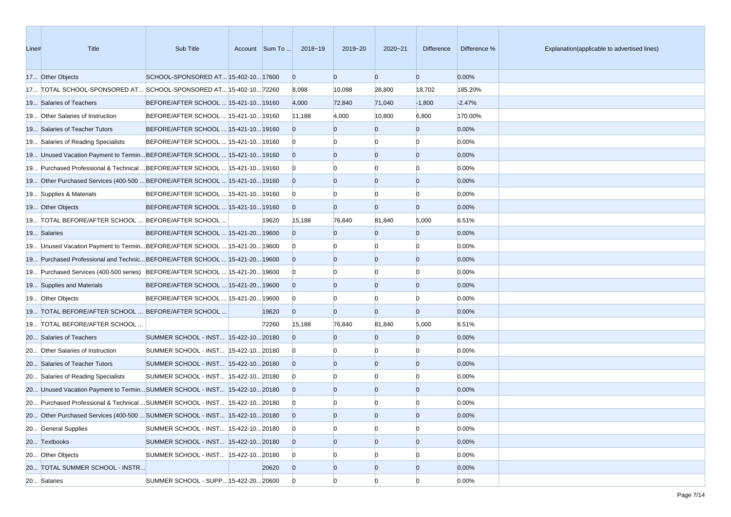| Line# | Title | Sub Title | Account | Sum To ... | 2018~19 | 2019~20 | 2020~21 | Difference | Difference % | Explanation(applicable to advertised lines) |
|---|---|---|---|---|---|---|---|---|---|---|
| 17... | Other Objects | SCHOOL-SPONSORED AT... | 15-402-10... | 17600 | 0 | 0 | 0 | 0 | 0.00% | |
| 17... | TOTAL SCHOOL-SPONSORED AT... | SCHOOL-SPONSORED AT... | 15-402-10... | 72260 | 8,098 | 10,098 | 28,800 | 18,702 | 185.20% | |
| 19... | Salaries of Teachers | BEFORE/AFTER SCHOOL ... | 15-421-10... | 19160 | 4,000 | 72,840 | 71,040 | -1,800 | -2.47% | |
| 19... | Other Salaries of Instruction | BEFORE/AFTER SCHOOL ... | 15-421-10... | 19160 | 11,188 | 4,000 | 10,800 | 6,800 | 170.00% | |
| 19... | Salaries of Teacher Tutors | BEFORE/AFTER SCHOOL ... | 15-421-10... | 19160 | 0 | 0 | 0 | 0 | 0.00% | |
| 19... | Salaries of Reading Specialists | BEFORE/AFTER SCHOOL ... | 15-421-10... | 19160 | 0 | 0 | 0 | 0 | 0.00% | |
| 19... | Unused Vacation Payment to Termin... | BEFORE/AFTER SCHOOL ... | 15-421-10... | 19160 | 0 | 0 | 0 | 0 | 0.00% | |
| 19... | Purchased Professional & Technical ... | BEFORE/AFTER SCHOOL ... | 15-421-10... | 19160 | 0 | 0 | 0 | 0 | 0.00% | |
| 19... | Other Purchased Services (400-500 ... | BEFORE/AFTER SCHOOL ... | 15-421-10... | 19160 | 0 | 0 | 0 | 0 | 0.00% | |
| 19... | Supplies & Materials | BEFORE/AFTER SCHOOL ... | 15-421-10... | 19160 | 0 | 0 | 0 | 0 | 0.00% | |
| 19... | Other Objects | BEFORE/AFTER SCHOOL ... | 15-421-10... | 19160 | 0 | 0 | 0 | 0 | 0.00% | |
| 19... | TOTAL BEFORE/AFTER SCHOOL ... | BEFORE/AFTER SCHOOL ... | | 19620 | 15,188 | 76,840 | 81,840 | 5,000 | 6.51% | |
| 19... | Salaries | BEFORE/AFTER SCHOOL ... | 15-421-20... | 19600 | 0 | 0 | 0 | 0 | 0.00% | |
| 19... | Unused Vacation Payment to Termin... | BEFORE/AFTER SCHOOL ... | 15-421-20... | 19600 | 0 | 0 | 0 | 0 | 0.00% | |
| 19... | Purchased Professional and Technic... | BEFORE/AFTER SCHOOL ... | 15-421-20... | 19600 | 0 | 0 | 0 | 0 | 0.00% | |
| 19... | Purchased Services (400-500 series) | BEFORE/AFTER SCHOOL ... | 15-421-20... | 19600 | 0 | 0 | 0 | 0 | 0.00% | |
| 19... | Supplies and Materials | BEFORE/AFTER SCHOOL ... | 15-421-20... | 19600 | 0 | 0 | 0 | 0 | 0.00% | |
| 19... | Other Objects | BEFORE/AFTER SCHOOL ... | 15-421-20... | 19600 | 0 | 0 | 0 | 0 | 0.00% | |
| 19... | TOTAL BEFORE/AFTER SCHOOL ... | BEFORE/AFTER SCHOOL ... | | 19620 | 0 | 0 | 0 | 0 | 0.00% | |
| 19... | TOTAL BEFORE/AFTER SCHOOL ... | | | 72260 | 15,188 | 76,840 | 81,840 | 5,000 | 6.51% | |
| 20... | Salaries of Teachers | SUMMER SCHOOL - INST... | 15-422-10... | 20180 | 0 | 0 | 0 | 0 | 0.00% | |
| 20... | Other Salaries of Instruction | SUMMER SCHOOL - INST... | 15-422-10... | 20180 | 0 | 0 | 0 | 0 | 0.00% | |
| 20... | Salaries of Teacher Tutors | SUMMER SCHOOL - INST... | 15-422-10... | 20180 | 0 | 0 | 0 | 0 | 0.00% | |
| 20... | Salaries of Reading Specialists | SUMMER SCHOOL - INST... | 15-422-10... | 20180 | 0 | 0 | 0 | 0 | 0.00% | |
| 20... | Unused Vacation Payment to Termin... | SUMMER SCHOOL - INST... | 15-422-10... | 20180 | 0 | 0 | 0 | 0 | 0.00% | |
| 20... | Purchased Professional & Technical ... | SUMMER SCHOOL - INST... | 15-422-10... | 20180 | 0 | 0 | 0 | 0 | 0.00% | |
| 20... | Other Purchased Services (400-500 ... | SUMMER SCHOOL - INST... | 15-422-10... | 20180 | 0 | 0 | 0 | 0 | 0.00% | |
| 20... | General Supplies | SUMMER SCHOOL - INST... | 15-422-10... | 20180 | 0 | 0 | 0 | 0 | 0.00% | |
| 20... | Textbooks | SUMMER SCHOOL - INST... | 15-422-10... | 20180 | 0 | 0 | 0 | 0 | 0.00% | |
| 20... | Other Objects | SUMMER SCHOOL - INST... | 15-422-10... | 20180 | 0 | 0 | 0 | 0 | 0.00% | |
| 20... | TOTAL SUMMER SCHOOL - INSTR... | | | 20620 | 0 | 0 | 0 | 0 | 0.00% | |
| 20... | Salaries | SUMMER SCHOOL - SUPP... | 15-422-20... | 20600 | 0 | 0 | 0 | 0 | 0.00% | |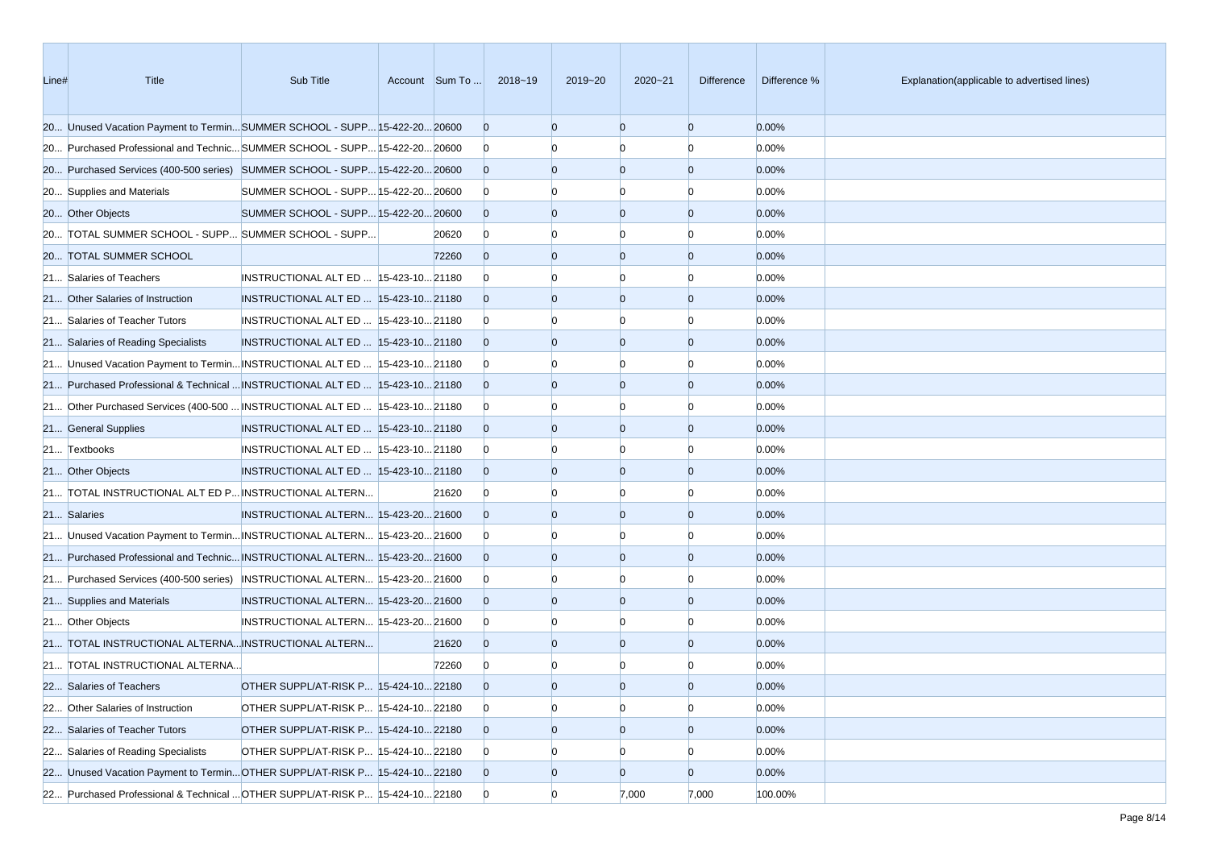| Line# | Title | Sub Title | Account | Sum To ... | 2018~19 | 2019~20 | 2020~21 | Difference | Difference % | Explanation(applicable to advertised lines) |
|---|---|---|---|---|---|---|---|---|---|---|
| 20... | Unused Vacation Payment to Termin... | SUMMER SCHOOL - SUPP... | 15-422-20... | 20600 | 0 | 0 | 0 | 0 | 0.00% | |
| 20... | Purchased Professional and Technic... | SUMMER SCHOOL - SUPP... | 15-422-20... | 20600 | 0 | 0 | 0 | 0 | 0.00% | |
| 20... | Purchased Services (400-500 series) | SUMMER SCHOOL - SUPP... | 15-422-20... | 20600 | 0 | 0 | 0 | 0 | 0.00% | |
| 20... | Supplies and Materials | SUMMER SCHOOL - SUPP... | 15-422-20... | 20600 | 0 | 0 | 0 | 0 | 0.00% | |
| 20... | Other Objects | SUMMER SCHOOL - SUPP... | 15-422-20... | 20600 | 0 | 0 | 0 | 0 | 0.00% | |
| 20... | TOTAL SUMMER SCHOOL - SUPP... | SUMMER SCHOOL - SUPP... | | 20620 | 0 | 0 | 0 | 0 | 0.00% | |
| 20... | TOTAL SUMMER SCHOOL | | | 72260 | 0 | 0 | 0 | 0 | 0.00% | |
| 21... | Salaries of Teachers | INSTRUCTIONAL ALT ED ... | 15-423-10... | 21180 | 0 | 0 | 0 | 0 | 0.00% | |
| 21... | Other Salaries of Instruction | INSTRUCTIONAL ALT ED ... | 15-423-10... | 21180 | 0 | 0 | 0 | 0 | 0.00% | |
| 21... | Salaries of Teacher Tutors | INSTRUCTIONAL ALT ED ... | 15-423-10... | 21180 | 0 | 0 | 0 | 0 | 0.00% | |
| 21... | Salaries of Reading Specialists | INSTRUCTIONAL ALT ED ... | 15-423-10... | 21180 | 0 | 0 | 0 | 0 | 0.00% | |
| 21... | Unused Vacation Payment to Termin... | INSTRUCTIONAL ALT ED ... | 15-423-10... | 21180 | 0 | 0 | 0 | 0 | 0.00% | |
| 21... | Purchased Professional & Technical ... | INSTRUCTIONAL ALT ED ... | 15-423-10... | 21180 | 0 | 0 | 0 | 0 | 0.00% | |
| 21... | Other Purchased Services (400-500 ... | INSTRUCTIONAL ALT ED ... | 15-423-10... | 21180 | 0 | 0 | 0 | 0 | 0.00% | |
| 21... | General Supplies | INSTRUCTIONAL ALT ED ... | 15-423-10... | 21180 | 0 | 0 | 0 | 0 | 0.00% | |
| 21... | Textbooks | INSTRUCTIONAL ALT ED ... | 15-423-10... | 21180 | 0 | 0 | 0 | 0 | 0.00% | |
| 21... | Other Objects | INSTRUCTIONAL ALT ED ... | 15-423-10... | 21180 | 0 | 0 | 0 | 0 | 0.00% | |
| 21... | TOTAL INSTRUCTIONAL ALT ED P... | INSTRUCTIONAL ALTERN... | | 21620 | 0 | 0 | 0 | 0 | 0.00% | |
| 21... | Salaries | INSTRUCTIONAL ALTERN... | 15-423-20... | 21600 | 0 | 0 | 0 | 0 | 0.00% | |
| 21... | Unused Vacation Payment to Termin... | INSTRUCTIONAL ALTERN... | 15-423-20... | 21600 | 0 | 0 | 0 | 0 | 0.00% | |
| 21... | Purchased Professional and Technic... | INSTRUCTIONAL ALTERN... | 15-423-20... | 21600 | 0 | 0 | 0 | 0 | 0.00% | |
| 21... | Purchased Services (400-500 series) | INSTRUCTIONAL ALTERN... | 15-423-20... | 21600 | 0 | 0 | 0 | 0 | 0.00% | |
| 21... | Supplies and Materials | INSTRUCTIONAL ALTERN... | 15-423-20... | 21600 | 0 | 0 | 0 | 0 | 0.00% | |
| 21... | Other Objects | INSTRUCTIONAL ALTERN... | 15-423-20... | 21600 | 0 | 0 | 0 | 0 | 0.00% | |
| 21... | TOTAL INSTRUCTIONAL ALTERNA... | INSTRUCTIONAL ALTERN... | | 21620 | 0 | 0 | 0 | 0 | 0.00% | |
| 21... | TOTAL INSTRUCTIONAL ALTERNA... | | | 72260 | 0 | 0 | 0 | 0 | 0.00% | |
| 22... | Salaries of Teachers | OTHER SUPPL/AT-RISK P... | 15-424-10... | 22180 | 0 | 0 | 0 | 0 | 0.00% | |
| 22... | Other Salaries of Instruction | OTHER SUPPL/AT-RISK P... | 15-424-10... | 22180 | 0 | 0 | 0 | 0 | 0.00% | |
| 22... | Salaries of Teacher Tutors | OTHER SUPPL/AT-RISK P... | 15-424-10... | 22180 | 0 | 0 | 0 | 0 | 0.00% | |
| 22... | Salaries of Reading Specialists | OTHER SUPPL/AT-RISK P... | 15-424-10... | 22180 | 0 | 0 | 0 | 0 | 0.00% | |
| 22... | Unused Vacation Payment to Termin... | OTHER SUPPL/AT-RISK P... | 15-424-10... | 22180 | 0 | 0 | 0 | 0 | 0.00% | |
| 22... | Purchased Professional & Technical ... | OTHER SUPPL/AT-RISK P... | 15-424-10... | 22180 | 0 | 0 | 7,000 | 7,000 | 100.00% | |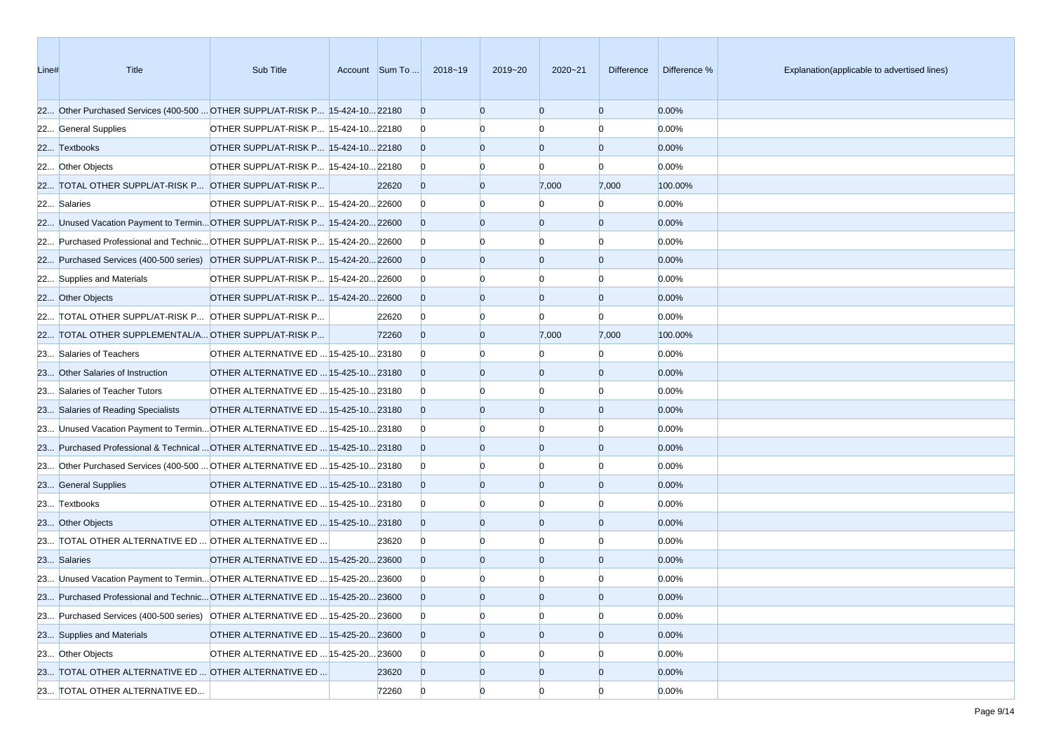| Line# | Title | Sub Title | Account | Sum To ... | 2018~19 | 2019~20 | 2020~21 | Difference | Difference % | Explanation(applicable to advertised lines) |
|---|---|---|---|---|---|---|---|---|---|---|
| 22... | Other Purchased Services (400-500 ... | OTHER SUPPL/AT-RISK P... | 15-424-10... | 22180 | 0 | 0 | 0 | 0 | 0.00% | |
| 22... | General Supplies | OTHER SUPPL/AT-RISK P... | 15-424-10... | 22180 | 0 | 0 | 0 | 0 | 0.00% | |
| 22... | Textbooks | OTHER SUPPL/AT-RISK P... | 15-424-10... | 22180 | 0 | 0 | 0 | 0 | 0.00% | |
| 22... | Other Objects | OTHER SUPPL/AT-RISK P... | 15-424-10... | 22180 | 0 | 0 | 0 | 0 | 0.00% | |
| 22... | TOTAL OTHER SUPPL/AT-RISK P... | OTHER SUPPL/AT-RISK P... | | 22620 | 0 | 0 | 7,000 | 7,000 | 100.00% | |
| 22... | Salaries | OTHER SUPPL/AT-RISK P... | 15-424-20... | 22600 | 0 | 0 | 0 | 0 | 0.00% | |
| 22... | Unused Vacation Payment to Termin... | OTHER SUPPL/AT-RISK P... | 15-424-20... | 22600 | 0 | 0 | 0 | 0 | 0.00% | |
| 22... | Purchased Professional and Technic... | OTHER SUPPL/AT-RISK P... | 15-424-20... | 22600 | 0 | 0 | 0 | 0 | 0.00% | |
| 22... | Purchased Services (400-500 series) | OTHER SUPPL/AT-RISK P... | 15-424-20... | 22600 | 0 | 0 | 0 | 0 | 0.00% | |
| 22... | Supplies and Materials | OTHER SUPPL/AT-RISK P... | 15-424-20... | 22600 | 0 | 0 | 0 | 0 | 0.00% | |
| 22... | Other Objects | OTHER SUPPL/AT-RISK P... | 15-424-20... | 22600 | 0 | 0 | 0 | 0 | 0.00% | |
| 22... | TOTAL OTHER SUPPL/AT-RISK P... | OTHER SUPPL/AT-RISK P... | | 22620 | 0 | 0 | 0 | 0 | 0.00% | |
| 22... | TOTAL OTHER SUPPLEMENTAL/A... | OTHER SUPPL/AT-RISK P... | | 72260 | 0 | 0 | 7,000 | 7,000 | 100.00% | |
| 23... | Salaries of Teachers | OTHER ALTERNATIVE ED ... | 15-425-10... | 23180 | 0 | 0 | 0 | 0 | 0.00% | |
| 23... | Other Salaries of Instruction | OTHER ALTERNATIVE ED ... | 15-425-10... | 23180 | 0 | 0 | 0 | 0 | 0.00% | |
| 23... | Salaries of Teacher Tutors | OTHER ALTERNATIVE ED ... | 15-425-10... | 23180 | 0 | 0 | 0 | 0 | 0.00% | |
| 23... | Salaries of Reading Specialists | OTHER ALTERNATIVE ED ... | 15-425-10... | 23180 | 0 | 0 | 0 | 0 | 0.00% | |
| 23... | Unused Vacation Payment to Termin... | OTHER ALTERNATIVE ED ... | 15-425-10... | 23180 | 0 | 0 | 0 | 0 | 0.00% | |
| 23... | Purchased Professional & Technical ... | OTHER ALTERNATIVE ED ... | 15-425-10... | 23180 | 0 | 0 | 0 | 0 | 0.00% | |
| 23... | Other Purchased Services (400-500 ... | OTHER ALTERNATIVE ED ... | 15-425-10... | 23180 | 0 | 0 | 0 | 0 | 0.00% | |
| 23... | General Supplies | OTHER ALTERNATIVE ED ... | 15-425-10... | 23180 | 0 | 0 | 0 | 0 | 0.00% | |
| 23... | Textbooks | OTHER ALTERNATIVE ED ... | 15-425-10... | 23180 | 0 | 0 | 0 | 0 | 0.00% | |
| 23... | Other Objects | OTHER ALTERNATIVE ED ... | 15-425-10... | 23180 | 0 | 0 | 0 | 0 | 0.00% | |
| 23... | TOTAL OTHER ALTERNATIVE ED ... | OTHER ALTERNATIVE ED ... | | 23620 | 0 | 0 | 0 | 0 | 0.00% | |
| 23... | Salaries | OTHER ALTERNATIVE ED ... | 15-425-20... | 23600 | 0 | 0 | 0 | 0 | 0.00% | |
| 23... | Unused Vacation Payment to Termin... | OTHER ALTERNATIVE ED ... | 15-425-20... | 23600 | 0 | 0 | 0 | 0 | 0.00% | |
| 23... | Purchased Professional and Technic... | OTHER ALTERNATIVE ED ... | 15-425-20... | 23600 | 0 | 0 | 0 | 0 | 0.00% | |
| 23... | Purchased Services (400-500 series) | OTHER ALTERNATIVE ED ... | 15-425-20... | 23600 | 0 | 0 | 0 | 0 | 0.00% | |
| 23... | Supplies and Materials | OTHER ALTERNATIVE ED ... | 15-425-20... | 23600 | 0 | 0 | 0 | 0 | 0.00% | |
| 23... | Other Objects | OTHER ALTERNATIVE ED ... | 15-425-20... | 23600 | 0 | 0 | 0 | 0 | 0.00% | |
| 23... | TOTAL OTHER ALTERNATIVE ED ... | OTHER ALTERNATIVE ED ... | | 23620 | 0 | 0 | 0 | 0 | 0.00% | |
| 23... | TOTAL OTHER ALTERNATIVE ED... | | | 72260 | 0 | 0 | 0 | 0 | 0.00% | |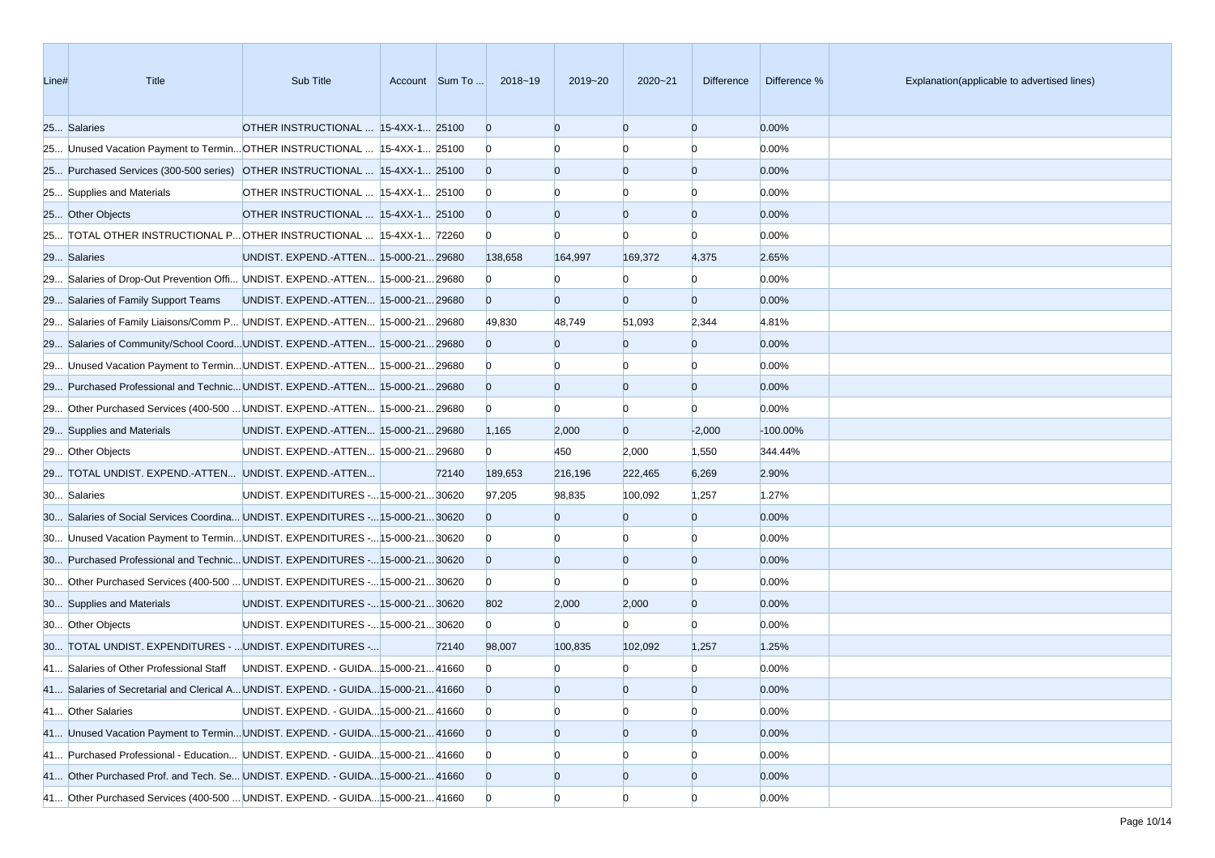| Line# | Title | Sub Title | Account | Sum To ... | 2018~19 | 2019~20 | 2020~21 | Difference | Difference % | Explanation(applicable to advertised lines) |
|---|---|---|---|---|---|---|---|---|---|---|
| 25... | Salaries | OTHER INSTRUCTIONAL ... | 15-4XX-1... | 25100 | 0 | 0 | 0 | 0 | 0.00% | |
| 25... | Unused Vacation Payment to Termin... | OTHER INSTRUCTIONAL ... | 15-4XX-1... | 25100 | 0 | 0 | 0 | 0 | 0.00% | |
| 25... | Purchased Services (300-500 series) | OTHER INSTRUCTIONAL ... | 15-4XX-1... | 25100 | 0 | 0 | 0 | 0 | 0.00% | |
| 25... | Supplies and Materials | OTHER INSTRUCTIONAL ... | 15-4XX-1... | 25100 | 0 | 0 | 0 | 0 | 0.00% | |
| 25... | Other Objects | OTHER INSTRUCTIONAL ... | 15-4XX-1... | 25100 | 0 | 0 | 0 | 0 | 0.00% | |
| 25... | TOTAL OTHER INSTRUCTIONAL P... | OTHER INSTRUCTIONAL ... | 15-4XX-1... | 72260 | 0 | 0 | 0 | 0 | 0.00% | |
| 29... | Salaries | UNDIST. EXPEND.-ATTEN... | 15-000-21... | 29680 | 138,658 | 164,997 | 169,372 | 4,375 | 2.65% | |
| 29... | Salaries of Drop-Out Prevention Offi... | UNDIST. EXPEND.-ATTEN... | 15-000-21... | 29680 | 0 | 0 | 0 | 0 | 0.00% | |
| 29... | Salaries of Family Support Teams | UNDIST. EXPEND.-ATTEN... | 15-000-21... | 29680 | 0 | 0 | 0 | 0 | 0.00% | |
| 29... | Salaries of Family Liaisons/Comm P... | UNDIST. EXPEND.-ATTEN... | 15-000-21... | 29680 | 49,830 | 48,749 | 51,093 | 2,344 | 4.81% | |
| 29... | Salaries of Community/School Coord... | UNDIST. EXPEND.-ATTEN... | 15-000-21... | 29680 | 0 | 0 | 0 | 0 | 0.00% | |
| 29... | Unused Vacation Payment to Termin... | UNDIST. EXPEND.-ATTEN... | 15-000-21... | 29680 | 0 | 0 | 0 | 0 | 0.00% | |
| 29... | Purchased Professional and Technic... | UNDIST. EXPEND.-ATTEN... | 15-000-21... | 29680 | 0 | 0 | 0 | 0 | 0.00% | |
| 29... | Other Purchased Services (400-500 ... | UNDIST. EXPEND.-ATTEN... | 15-000-21... | 29680 | 0 | 0 | 0 | 0 | 0.00% | |
| 29... | Supplies and Materials | UNDIST. EXPEND.-ATTEN... | 15-000-21... | 29680 | 1,165 | 2,000 | 0 | -2,000 | -100.00% | |
| 29... | Other Objects | UNDIST. EXPEND.-ATTEN... | 15-000-21... | 29680 | 0 | 450 | 2,000 | 1,550 | 344.44% | |
| 29... | TOTAL UNDIST. EXPEND.-ATTEN... | UNDIST. EXPEND.-ATTEN... | | 72140 | 189,653 | 216,196 | 222,465 | 6,269 | 2.90% | |
| 30... | Salaries | UNDIST. EXPENDITURES -... | 15-000-21... | 30620 | 97,205 | 98,835 | 100,092 | 1,257 | 1.27% | |
| 30... | Salaries of Social Services Coordina... | UNDIST. EXPENDITURES -... | 15-000-21... | 30620 | 0 | 0 | 0 | 0 | 0.00% | |
| 30... | Unused Vacation Payment to Termin... | UNDIST. EXPENDITURES -... | 15-000-21... | 30620 | 0 | 0 | 0 | 0 | 0.00% | |
| 30... | Purchased Professional and Technic... | UNDIST. EXPENDITURES -... | 15-000-21... | 30620 | 0 | 0 | 0 | 0 | 0.00% | |
| 30... | Other Purchased Services (400-500 ... | UNDIST. EXPENDITURES -... | 15-000-21... | 30620 | 0 | 0 | 0 | 0 | 0.00% | |
| 30... | Supplies and Materials | UNDIST. EXPENDITURES -... | 15-000-21... | 30620 | 802 | 2,000 | 2,000 | 0 | 0.00% | |
| 30... | Other Objects | UNDIST. EXPENDITURES -... | 15-000-21... | 30620 | 0 | 0 | 0 | 0 | 0.00% | |
| 30... | TOTAL UNDIST. EXPENDITURES - ... | UNDIST. EXPENDITURES -... | | 72140 | 98,007 | 100,835 | 102,092 | 1,257 | 1.25% | |
| 41... | Salaries of Other Professional Staff | UNDIST. EXPEND. - GUIDA... | 15-000-21... | 41660 | 0 | 0 | 0 | 0 | 0.00% | |
| 41... | Salaries of Secretarial and Clerical A... | UNDIST. EXPEND. - GUIDA... | 15-000-21... | 41660 | 0 | 0 | 0 | 0 | 0.00% | |
| 41... | Other Salaries | UNDIST. EXPEND. - GUIDA... | 15-000-21... | 41660 | 0 | 0 | 0 | 0 | 0.00% | |
| 41... | Unused Vacation Payment to Termin... | UNDIST. EXPEND. - GUIDA... | 15-000-21... | 41660 | 0 | 0 | 0 | 0 | 0.00% | |
| 41... | Purchased Professional - Education... | UNDIST. EXPEND. - GUIDA... | 15-000-21... | 41660 | 0 | 0 | 0 | 0 | 0.00% | |
| 41... | Other Purchased Prof. and Tech. Se... | UNDIST. EXPEND. - GUIDA... | 15-000-21... | 41660 | 0 | 0 | 0 | 0 | 0.00% | |
| 41... | Other Purchased Services (400-500 ... | UNDIST. EXPEND. - GUIDA... | 15-000-21... | 41660 | 0 | 0 | 0 | 0 | 0.00% | |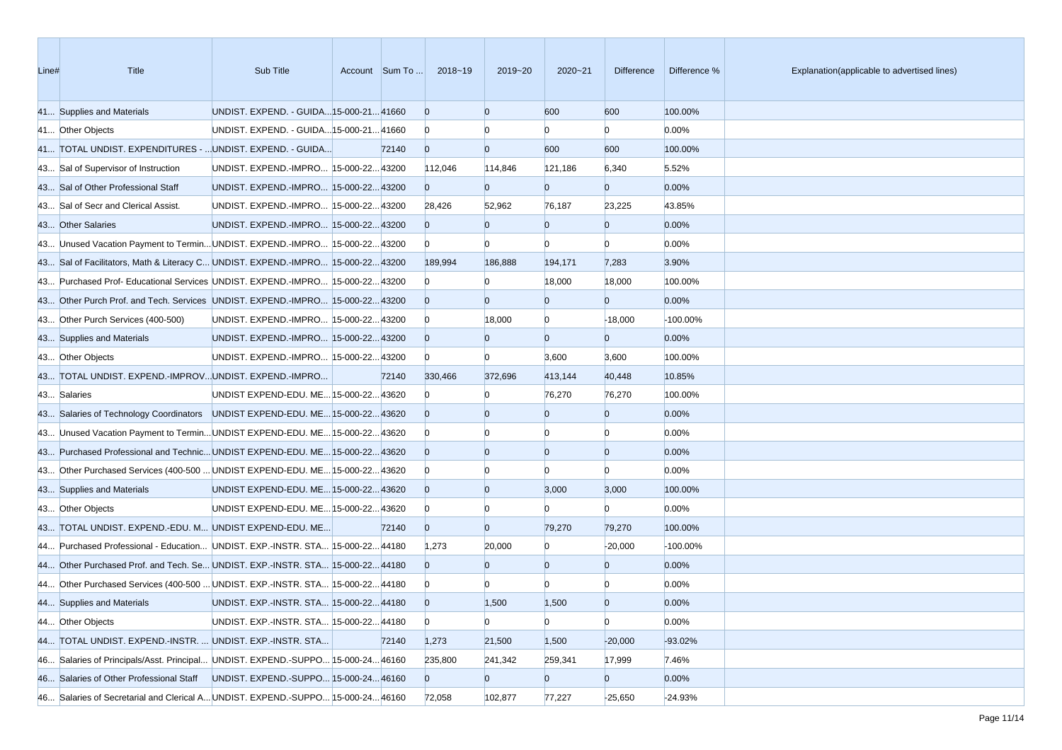| Line# | Title | Sub Title | Account | Sum To ... | 2018~19 | 2019~20 | 2020~21 | Difference | Difference % | Explanation(applicable to advertised lines) |
|---|---|---|---|---|---|---|---|---|---|---|
| 41... | Supplies and Materials | UNDIST. EXPEND. - GUIDA... | 15-000-21... | 41660 | 0 | 0 | 600 | 600 | 100.00% | |
| 41... | Other Objects | UNDIST. EXPEND. - GUIDA... | 15-000-21... | 41660 | 0 | 0 | 0 | 0 | 0.00% | |
| 41... | TOTAL UNDIST. EXPENDITURES - ... | UNDIST. EXPEND. - GUIDA... | | 72140 | 0 | 0 | 600 | 600 | 100.00% | |
| 43... | Sal of Supervisor of Instruction | UNDIST. EXPEND.-IMPRO... | 15-000-22... | 43200 | 112,046 | 114,846 | 121,186 | 6,340 | 5.52% | |
| 43... | Sal of Other Professional Staff | UNDIST. EXPEND.-IMPRO... | 15-000-22... | 43200 | 0 | 0 | 0 | 0 | 0.00% | |
| 43... | Sal of Secr and Clerical Assist. | UNDIST. EXPEND.-IMPRO... | 15-000-22... | 43200 | 28,426 | 52,962 | 76,187 | 23,225 | 43.85% | |
| 43... | Other Salaries | UNDIST. EXPEND.-IMPRO... | 15-000-22... | 43200 | 0 | 0 | 0 | 0 | 0.00% | |
| 43... | Unused Vacation Payment to Termin... | UNDIST. EXPEND.-IMPRO... | 15-000-22... | 43200 | 0 | 0 | 0 | 0 | 0.00% | |
| 43... | Sal of Facilitators, Math & Literacy C... | UNDIST. EXPEND.-IMPRO... | 15-000-22... | 43200 | 189,994 | 186,888 | 194,171 | 7,283 | 3.90% | |
| 43... | Purchased Prof- Educational Services | UNDIST. EXPEND.-IMPRO... | 15-000-22... | 43200 | 0 | 0 | 18,000 | 18,000 | 100.00% | |
| 43... | Other Purch Prof. and Tech. Services | UNDIST. EXPEND.-IMPRO... | 15-000-22... | 43200 | 0 | 0 | 0 | 0 | 0.00% | |
| 43... | Other Purch Services (400-500) | UNDIST. EXPEND.-IMPRO... | 15-000-22... | 43200 | 0 | 18,000 | 0 | -18,000 | -100.00% | |
| 43... | Supplies and Materials | UNDIST. EXPEND.-IMPRO... | 15-000-22... | 43200 | 0 | 0 | 0 | 0 | 0.00% | |
| 43... | Other Objects | UNDIST. EXPEND.-IMPRO... | 15-000-22... | 43200 | 0 | 0 | 3,600 | 3,600 | 100.00% | |
| 43... | TOTAL UNDIST. EXPEND.-IMPROV... | UNDIST. EXPEND.-IMPRO... | | 72140 | 330,466 | 372,696 | 413,144 | 40,448 | 10.85% | |
| 43... | Salaries | UNDIST EXPEND-EDU. ME... | 15-000-22... | 43620 | 0 | 0 | 76,270 | 76,270 | 100.00% | |
| 43... | Salaries of Technology Coordinators | UNDIST EXPEND-EDU. ME... | 15-000-22... | 43620 | 0 | 0 | 0 | 0 | 0.00% | |
| 43... | Unused Vacation Payment to Termin... | UNDIST EXPEND-EDU. ME... | 15-000-22... | 43620 | 0 | 0 | 0 | 0 | 0.00% | |
| 43... | Purchased Professional and Technic... | UNDIST EXPEND-EDU. ME... | 15-000-22... | 43620 | 0 | 0 | 0 | 0 | 0.00% | |
| 43... | Other Purchased Services (400-500 ... | UNDIST EXPEND-EDU. ME... | 15-000-22... | 43620 | 0 | 0 | 0 | 0 | 0.00% | |
| 43... | Supplies and Materials | UNDIST EXPEND-EDU. ME... | 15-000-22... | 43620 | 0 | 0 | 3,000 | 3,000 | 100.00% | |
| 43... | Other Objects | UNDIST EXPEND-EDU. ME... | 15-000-22... | 43620 | 0 | 0 | 0 | 0 | 0.00% | |
| 43... | TOTAL UNDIST. EXPEND.-EDU. M... | UNDIST EXPEND-EDU. ME... | | 72140 | 0 | 0 | 79,270 | 79,270 | 100.00% | |
| 44... | Purchased Professional - Education... | UNDIST. EXP.-INSTR. STA... | 15-000-22... | 44180 | 1,273 | 20,000 | 0 | -20,000 | -100.00% | |
| 44... | Other Purchased Prof. and Tech. Se... | UNDIST. EXP.-INSTR. STA... | 15-000-22... | 44180 | 0 | 0 | 0 | 0 | 0.00% | |
| 44... | Other Purchased Services (400-500 ... | UNDIST. EXP.-INSTR. STA... | 15-000-22... | 44180 | 0 | 0 | 0 | 0 | 0.00% | |
| 44... | Supplies and Materials | UNDIST. EXP.-INSTR. STA... | 15-000-22... | 44180 | 0 | 1,500 | 1,500 | 0 | 0.00% | |
| 44... | Other Objects | UNDIST. EXP.-INSTR. STA... | 15-000-22... | 44180 | 0 | 0 | 0 | 0 | 0.00% | |
| 44... | TOTAL UNDIST. EXPEND.-INSTR. ... | UNDIST. EXP.-INSTR. STA... | | 72140 | 1,273 | 21,500 | 1,500 | -20,000 | -93.02% | |
| 46... | Salaries of Principals/Asst. Principal... | UNDIST. EXPEND.-SUPPO... | 15-000-24... | 46160 | 235,800 | 241,342 | 259,341 | 17,999 | 7.46% | |
| 46... | Salaries of Other Professional Staff | UNDIST. EXPEND.-SUPPO... | 15-000-24... | 46160 | 0 | 0 | 0 | 0 | 0.00% | |
| 46... | Salaries of Secretarial and Clerical A... | UNDIST. EXPEND.-SUPPO... | 15-000-24... | 46160 | 72,058 | 102,877 | 77,227 | -25,650 | -24.93% | |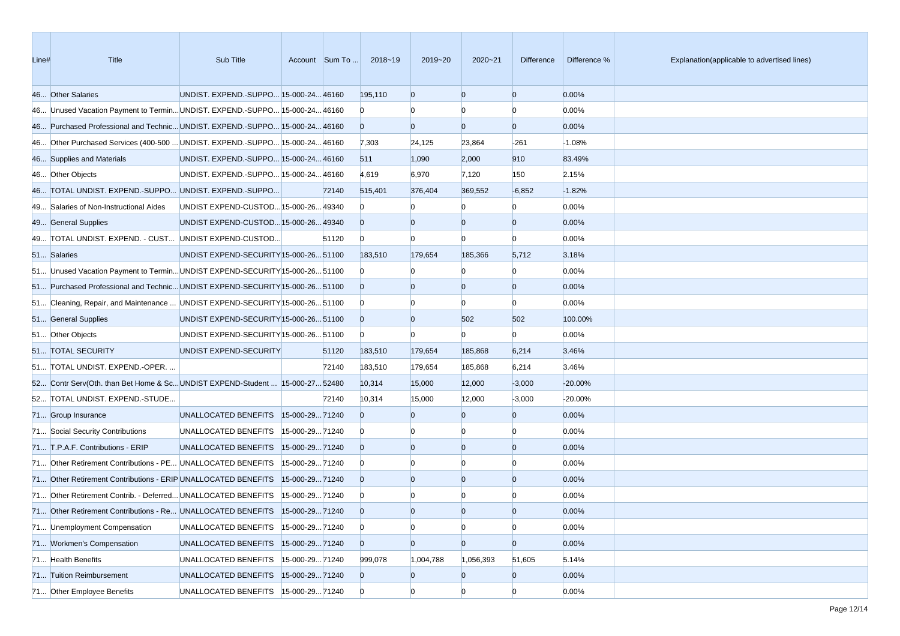| Line# | Title | Sub Title | Account | Sum To ... | 2018~19 | 2019~20 | 2020~21 | Difference | Difference % | Explanation(applicable to advertised lines) |
|---|---|---|---|---|---|---|---|---|---|---|
| 46... | Other Salaries | UNDIST. EXPEND.-SUPPO... | 15-000-24... | 46160 | 195,110 | 0 | 0 | 0 | 0.00% | |
| 46... | Unused Vacation Payment to Termin... | UNDIST. EXPEND.-SUPPO... | 15-000-24... | 46160 | 0 | 0 | 0 | 0 | 0.00% | |
| 46... | Purchased Professional and Technic... | UNDIST. EXPEND.-SUPPO... | 15-000-24... | 46160 | 0 | 0 | 0 | 0 | 0.00% | |
| 46... | Other Purchased Services (400-500 ... | UNDIST. EXPEND.-SUPPO... | 15-000-24... | 46160 | 7,303 | 24,125 | 23,864 | -261 | -1.08% | |
| 46... | Supplies and Materials | UNDIST. EXPEND.-SUPPO... | 15-000-24... | 46160 | 511 | 1,090 | 2,000 | 910 | 83.49% | |
| 46... | Other Objects | UNDIST. EXPEND.-SUPPO... | 15-000-24... | 46160 | 4,619 | 6,970 | 7,120 | 150 | 2.15% | |
| 46... | TOTAL UNDIST. EXPEND.-SUPPO... | UNDIST. EXPEND.-SUPPO... | | 72140 | 515,401 | 376,404 | 369,552 | -6,852 | -1.82% | |
| 49... | Salaries of Non-Instructional Aides | UNDIST EXPEND-CUSTOD... | 15-000-26... | 49340 | 0 | 0 | 0 | 0 | 0.00% | |
| 49... | General Supplies | UNDIST EXPEND-CUSTOD... | 15-000-26... | 49340 | 0 | 0 | 0 | 0 | 0.00% | |
| 49... | TOTAL UNDIST. EXPEND. - CUST... | UNDIST EXPEND-CUSTOD... | | 51120 | 0 | 0 | 0 | 0 | 0.00% | |
| 51... | Salaries | UNDIST EXPEND-SECURITY | 15-000-26... | 51100 | 183,510 | 179,654 | 185,366 | 5,712 | 3.18% | |
| 51... | Unused Vacation Payment to Termin... | UNDIST EXPEND-SECURITY | 15-000-26... | 51100 | 0 | 0 | 0 | 0 | 0.00% | |
| 51... | Purchased Professional and Technic... | UNDIST EXPEND-SECURITY | 15-000-26... | 51100 | 0 | 0 | 0 | 0 | 0.00% | |
| 51... | Cleaning, Repair, and Maintenance ... | UNDIST EXPEND-SECURITY | 15-000-26... | 51100 | 0 | 0 | 0 | 0 | 0.00% | |
| 51... | General Supplies | UNDIST EXPEND-SECURITY | 15-000-26... | 51100 | 0 | 0 | 502 | 502 | 100.00% | |
| 51... | Other Objects | UNDIST EXPEND-SECURITY | 15-000-26... | 51100 | 0 | 0 | 0 | 0 | 0.00% | |
| 51... | TOTAL SECURITY | UNDIST EXPEND-SECURITY | | 51120 | 183,510 | 179,654 | 185,868 | 6,214 | 3.46% | |
| 51... | TOTAL UNDIST. EXPEND.-OPER. ... | | | 72140 | 183,510 | 179,654 | 185,868 | 6,214 | 3.46% | |
| 52... | Contr Serv(Oth. than Bet Home & Sc... | UNDIST EXPEND-Student ... | 15-000-27... | 52480 | 10,314 | 15,000 | 12,000 | -3,000 | -20.00% | |
| 52... | TOTAL UNDIST. EXPEND.-STUDE... | | | 72140 | 10,314 | 15,000 | 12,000 | -3,000 | -20.00% | |
| 71... | Group Insurance | UNALLOCATED BENEFITS | 15-000-29... | 71240 | 0 | 0 | 0 | 0 | 0.00% | |
| 71... | Social Security Contributions | UNALLOCATED BENEFITS | 15-000-29... | 71240 | 0 | 0 | 0 | 0 | 0.00% | |
| 71... | T.P.A.F. Contributions - ERIP | UNALLOCATED BENEFITS | 15-000-29... | 71240 | 0 | 0 | 0 | 0 | 0.00% | |
| 71... | Other Retirement Contributions - PE... | UNALLOCATED BENEFITS | 15-000-29... | 71240 | 0 | 0 | 0 | 0 | 0.00% | |
| 71... | Other Retirement Contributions - ERIP | UNALLOCATED BENEFITS | 15-000-29... | 71240 | 0 | 0 | 0 | 0 | 0.00% | |
| 71... | Other Retirement Contrib. - Deferred... | UNALLOCATED BENEFITS | 15-000-29... | 71240 | 0 | 0 | 0 | 0 | 0.00% | |
| 71... | Other Retirement Contributions - Re... | UNALLOCATED BENEFITS | 15-000-29... | 71240 | 0 | 0 | 0 | 0 | 0.00% | |
| 71... | Unemployment Compensation | UNALLOCATED BENEFITS | 15-000-29... | 71240 | 0 | 0 | 0 | 0 | 0.00% | |
| 71... | Workmen's Compensation | UNALLOCATED BENEFITS | 15-000-29... | 71240 | 0 | 0 | 0 | 0 | 0.00% | |
| 71... | Health Benefits | UNALLOCATED BENEFITS | 15-000-29... | 71240 | 999,078 | 1,004,788 | 1,056,393 | 51,605 | 5.14% | |
| 71... | Tuition Reimbursement | UNALLOCATED BENEFITS | 15-000-29... | 71240 | 0 | 0 | 0 | 0 | 0.00% | |
| 71... | Other Employee Benefits | UNALLOCATED BENEFITS | 15-000-29... | 71240 | 0 | 0 | 0 | 0 | 0.00% | |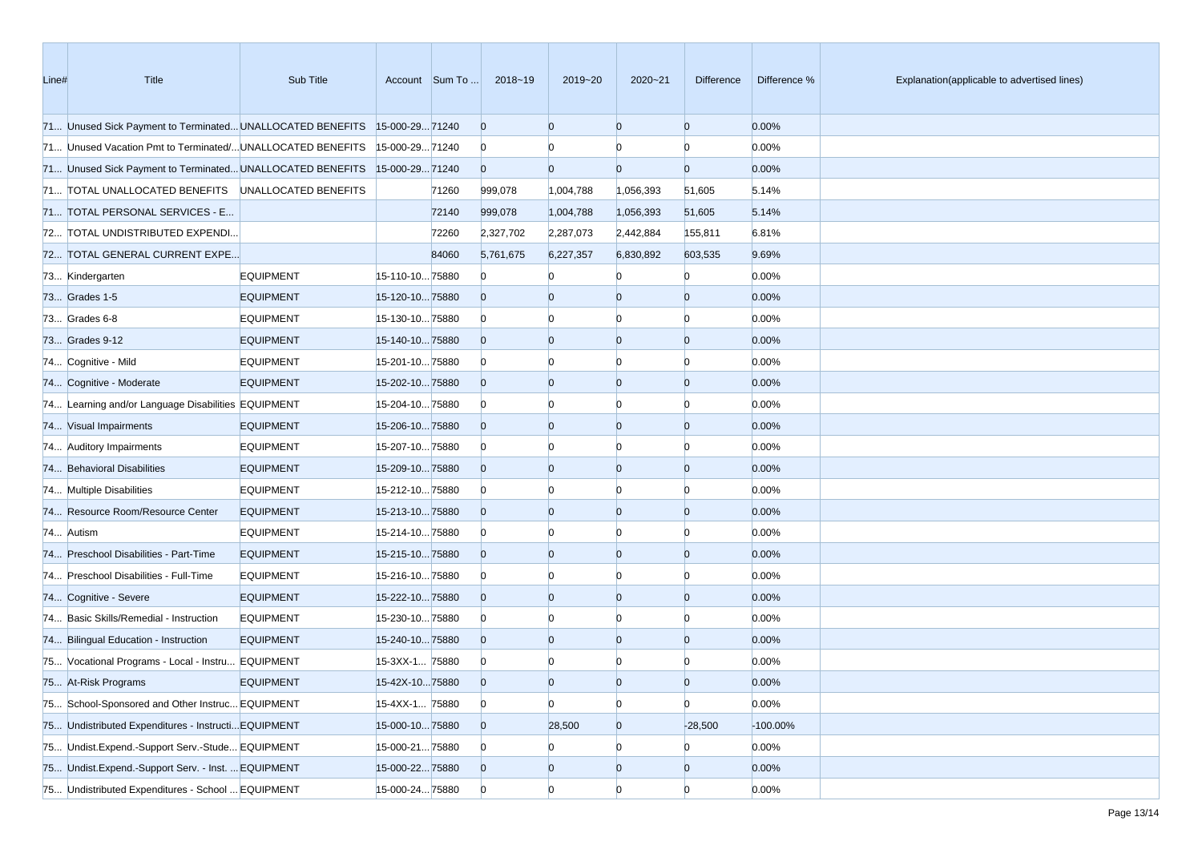| Line# | Title | Sub Title | Account | Sum To ... | 2018~19 | 2019~20 | 2020~21 | Difference | Difference % | Explanation(applicable to advertised lines) |
|---|---|---|---|---|---|---|---|---|---|---|
| 71... | Unused Sick Payment to Terminated... | UNALLOCATED BENEFITS | 15-000-29... | 71240 | 0 | 0 | 0 | 0 | 0.00% | |
| 71... | Unused Vacation Pmt to Terminated/... | UNALLOCATED BENEFITS | 15-000-29... | 71240 | 0 | 0 | 0 | 0 | 0.00% | |
| 71... | Unused Sick Payment to Terminated... | UNALLOCATED BENEFITS | 15-000-29... | 71240 | 0 | 0 | 0 | 0 | 0.00% | |
| 71... | TOTAL UNALLOCATED BENEFITS | UNALLOCATED BENEFITS | | 71260 | 999,078 | 1,004,788 | 1,056,393 | 51,605 | 5.14% | |
| 71... | TOTAL PERSONAL SERVICES - E... | | | 72140 | 999,078 | 1,004,788 | 1,056,393 | 51,605 | 5.14% | |
| 72... | TOTAL UNDISTRIBUTED EXPENDI... | | | 72260 | 2,327,702 | 2,287,073 | 2,442,884 | 155,811 | 6.81% | |
| 72... | TOTAL GENERAL CURRENT EXPE... | | | 84060 | 5,761,675 | 6,227,357 | 6,830,892 | 603,535 | 9.69% | |
| 73... | Kindergarten | EQUIPMENT | 15-110-10... | 75880 | 0 | 0 | 0 | 0 | 0.00% | |
| 73... | Grades 1-5 | EQUIPMENT | 15-120-10... | 75880 | 0 | 0 | 0 | 0 | 0.00% | |
| 73... | Grades 6-8 | EQUIPMENT | 15-130-10... | 75880 | 0 | 0 | 0 | 0 | 0.00% | |
| 73... | Grades 9-12 | EQUIPMENT | 15-140-10... | 75880 | 0 | 0 | 0 | 0 | 0.00% | |
| 74... | Cognitive - Mild | EQUIPMENT | 15-201-10... | 75880 | 0 | 0 | 0 | 0 | 0.00% | |
| 74... | Cognitive - Moderate | EQUIPMENT | 15-202-10... | 75880 | 0 | 0 | 0 | 0 | 0.00% | |
| 74... | Learning and/or Language Disabilities | EQUIPMENT | 15-204-10... | 75880 | 0 | 0 | 0 | 0 | 0.00% | |
| 74... | Visual Impairments | EQUIPMENT | 15-206-10... | 75880 | 0 | 0 | 0 | 0 | 0.00% | |
| 74... | Auditory Impairments | EQUIPMENT | 15-207-10... | 75880 | 0 | 0 | 0 | 0 | 0.00% | |
| 74... | Behavioral Disabilities | EQUIPMENT | 15-209-10... | 75880 | 0 | 0 | 0 | 0 | 0.00% | |
| 74... | Multiple Disabilities | EQUIPMENT | 15-212-10... | 75880 | 0 | 0 | 0 | 0 | 0.00% | |
| 74... | Resource Room/Resource Center | EQUIPMENT | 15-213-10... | 75880 | 0 | 0 | 0 | 0 | 0.00% | |
| 74... | Autism | EQUIPMENT | 15-214-10... | 75880 | 0 | 0 | 0 | 0 | 0.00% | |
| 74... | Preschool Disabilities - Part-Time | EQUIPMENT | 15-215-10... | 75880 | 0 | 0 | 0 | 0 | 0.00% | |
| 74... | Preschool Disabilities - Full-Time | EQUIPMENT | 15-216-10... | 75880 | 0 | 0 | 0 | 0 | 0.00% | |
| 74... | Cognitive - Severe | EQUIPMENT | 15-222-10... | 75880 | 0 | 0 | 0 | 0 | 0.00% | |
| 74... | Basic Skills/Remedial - Instruction | EQUIPMENT | 15-230-10... | 75880 | 0 | 0 | 0 | 0 | 0.00% | |
| 74... | Bilingual Education - Instruction | EQUIPMENT | 15-240-10... | 75880 | 0 | 0 | 0 | 0 | 0.00% | |
| 75... | Vocational Programs - Local - Instru... | EQUIPMENT | 15-3XX-1... | 75880 | 0 | 0 | 0 | 0 | 0.00% | |
| 75... | At-Risk Programs | EQUIPMENT | 15-42X-10... | 75880 | 0 | 0 | 0 | 0 | 0.00% | |
| 75... | School-Sponsored and Other Instruc... | EQUIPMENT | 15-4XX-1... | 75880 | 0 | 0 | 0 | 0 | 0.00% | |
| 75... | Undistributed Expenditures - Instructi... | EQUIPMENT | 15-000-10... | 75880 | 0 | 28,500 | 0 | -28,500 | -100.00% | |
| 75... | Undist.Expend.-Support Serv.-Stude... | EQUIPMENT | 15-000-21... | 75880 | 0 | 0 | 0 | 0 | 0.00% | |
| 75... | Undist.Expend.-Support Serv. - Inst. ... | EQUIPMENT | 15-000-22... | 75880 | 0 | 0 | 0 | 0 | 0.00% | |
| 75... | Undistributed Expenditures - School ... | EQUIPMENT | 15-000-24... | 75880 | 0 | 0 | 0 | 0 | 0.00% | |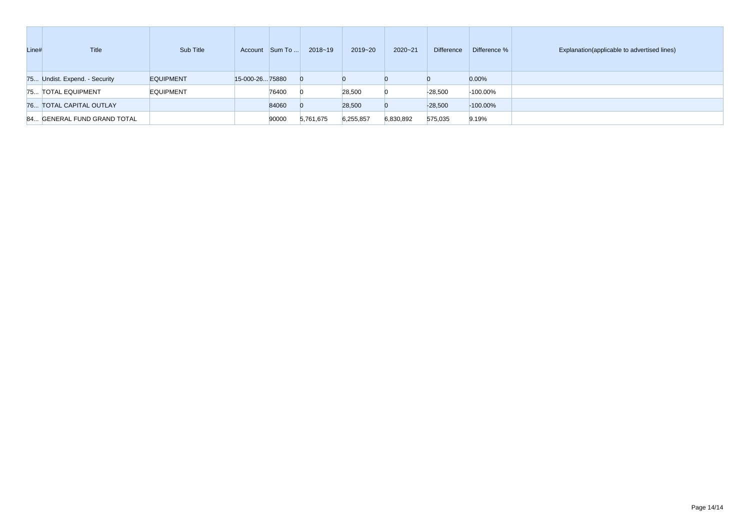| Line# | Title | Sub Title | Account | Sum To ... | 2018~19 | 2019~20 | 2020~21 | Difference | Difference % | Explanation(applicable to advertised lines) |
|---|---|---|---|---|---|---|---|---|---|---|
| 75... | Undist. Expend. - Security | EQUIPMENT | 15-000-26... | 75880 | 0 | 0 | 0 | 0 | 0.00% | |
| 75... | TOTAL EQUIPMENT | EQUIPMENT | | 76400 | 0 | 28,500 | 0 | -28,500 | -100.00% | |
| 76... | TOTAL CAPITAL OUTLAY | | | 84060 | 0 | 28,500 | 0 | -28,500 | -100.00% | |
| 84... | GENERAL FUND GRAND TOTAL | | | 90000 | 5,761,675 | 6,255,857 | 6,830,892 | 575,035 | 9.19% | |